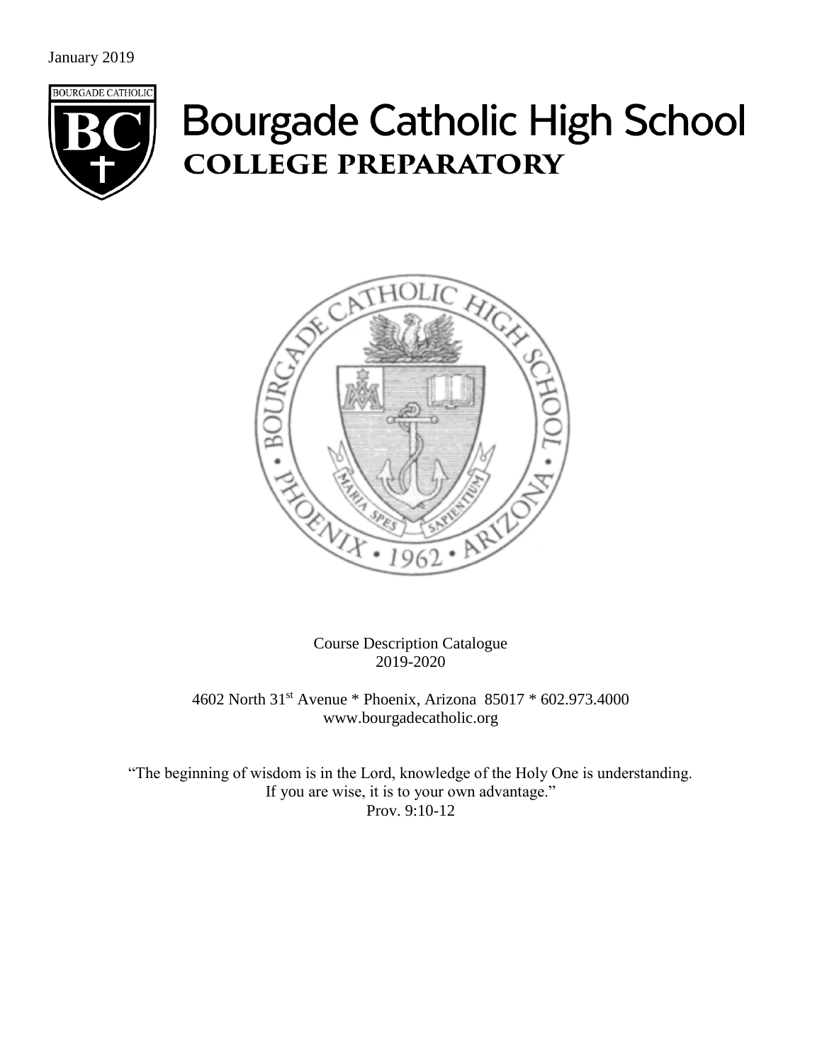January 2019

# Bourgade Catholic High School
## COLLEGE PREPARATORY

Course Description Catalogue
2019-2020

4602 North 31st Avenue * Phoenix, Arizona 85017 * 602.973.4000
www.bourgadecatholic.org

"The beginning of wisdom is in the Lord, knowledge of the Holy One is understanding.
If you are wise, it is to your own advantage."
Prov. 9:10-12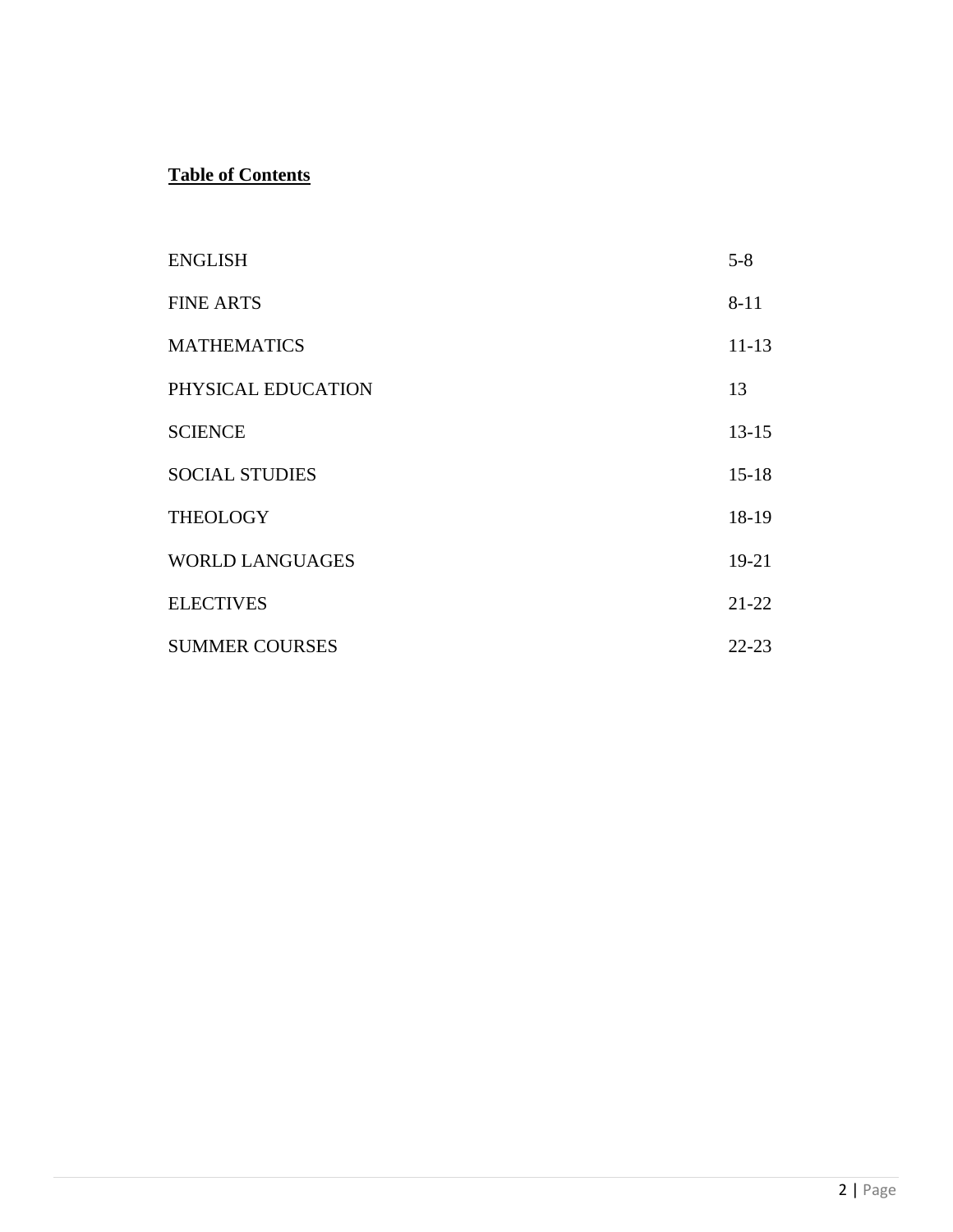**Table of Contents**

| | |
|---|---|
| ENGLISH | 5-8 |
| FINE ARTS | 8-11 |
| MATHEMATICS | 11-13 |
| PHYSICAL EDUCATION | 13 |
| SCIENCE | 13-15 |
| SOCIAL STUDIES | 15-18 |
| THEOLOGY | 18-19 |
| WORLD LANGUAGES | 19-21 |
| ELECTIVES | 21-22 |
| SUMMER COURSES | 22-23 |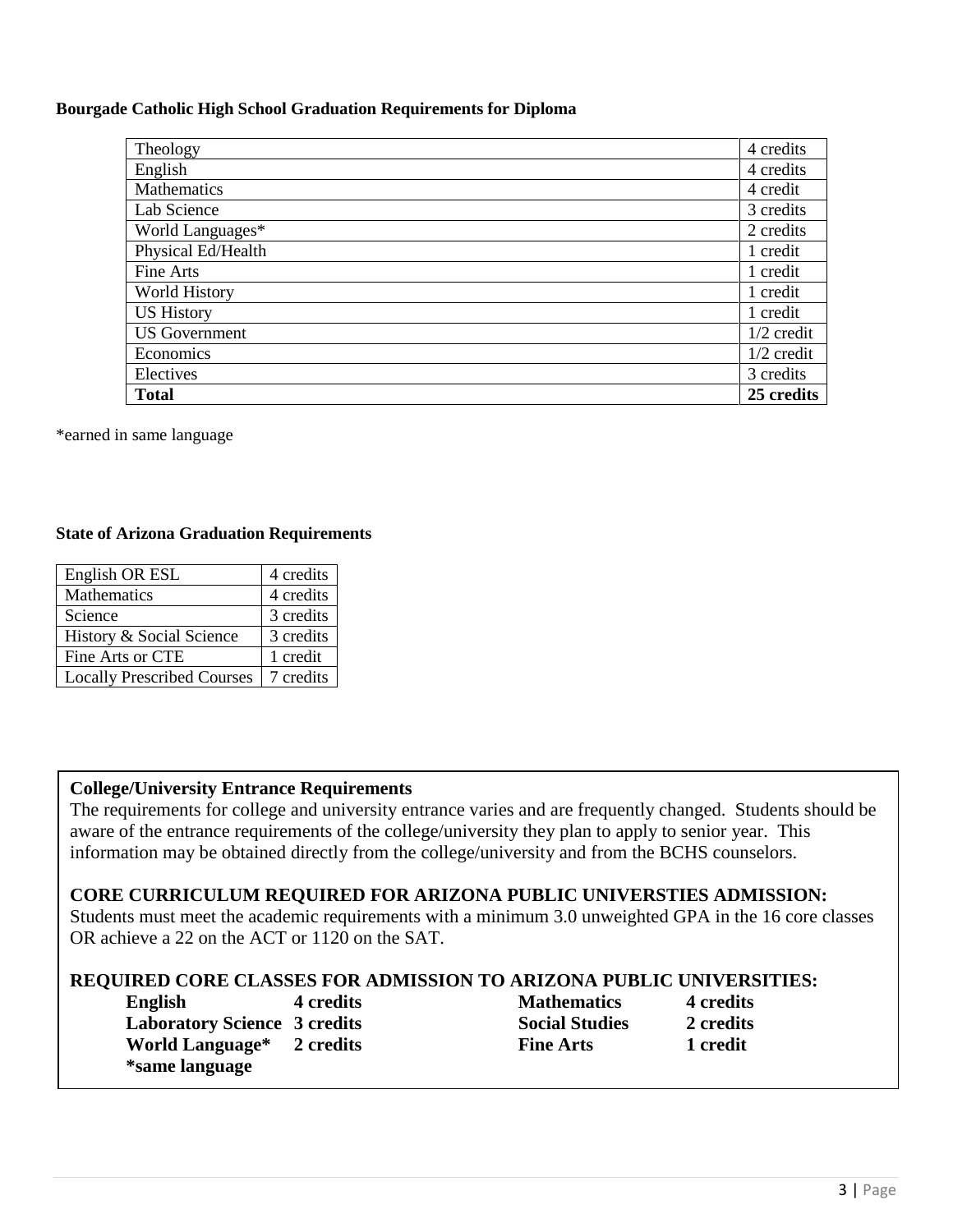**Bourgade Catholic High School Graduation Requirements for Diploma**

| | |
|---|---|
| Theology | 4 credits |
| English | 4 credits |
| Mathematics | 4 credit |
| Lab Science | 3 credits |
| World Languages* | 2 credits |
| Physical Ed/Health | 1 credit |
| Fine Arts | 1 credit |
| World History | 1 credit |
| US History | 1 credit |
| US Government | 1/2 credit |
| Economics | 1/2 credit |
| Electives | 3 credits |
| **Total** | **25 credits** |

*earned in same language

**State of Arizona Graduation Requirements**

| | |
|---|---|
| English OR ESL | 4 credits |
| Mathematics | 4 credits |
| Science | 3 credits |
| History & Social Science | 3 credits |
| Fine Arts or CTE | 1 credit |
| Locally Prescribed Courses | 7 credits |

**College/University Entrance Requirements**

The requirements for college and university entrance varies and are frequently changed. Students should be aware of the entrance requirements of the college/university they plan to apply to senior year. This information may be obtained directly from the college/university and from the BCHS counselors.

**CORE CURRICULUM REQUIRED FOR ARIZONA PUBLIC UNIVERSTIES ADMISSION:**

Students must meet the academic requirements with a minimum 3.0 unweighted GPA in the 16 core classes OR achieve a 22 on the ACT or 1120 on the SAT.

**REQUIRED CORE CLASSES FOR ADMISSION TO ARIZONA PUBLIC UNIVERSITIES:**

| | | | |
|---|---|---|---|
| **English** | **4 credits** | **Mathematics** | **4 credits** |
| **Laboratory Science** | **3 credits** | **Social Studies** | **2 credits** |
| **World Language*** | **2 credits** | **Fine Arts** | **1 credit** |

***same language**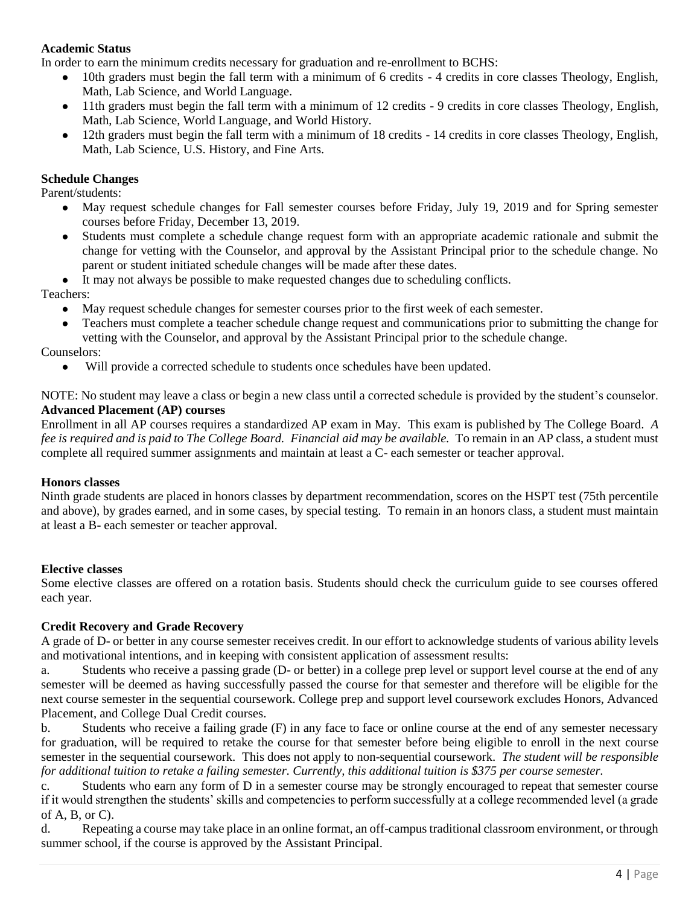**Academic Status**

In order to earn the minimum credits necessary for graduation and re-enrollment to BCHS:

- 10th graders must begin the fall term with a minimum of 6 credits - 4 credits in core classes Theology, English, Math, Lab Science, and World Language.
- 11th graders must begin the fall term with a minimum of 12 credits - 9 credits in core classes Theology, English, Math, Lab Science, World Language, and World History.
- 12th graders must begin the fall term with a minimum of 18 credits - 14 credits in core classes Theology, English, Math, Lab Science, U.S. History, and Fine Arts.

**Schedule Changes**

Parent/students:

- May request schedule changes for Fall semester courses before Friday, July 19, 2019 and for Spring semester courses before Friday, December 13, 2019.
- Students must complete a schedule change request form with an appropriate academic rationale and submit the change for vetting with the Counselor, and approval by the Assistant Principal prior to the schedule change. No parent or student initiated schedule changes will be made after these dates.
- It may not always be possible to make requested changes due to scheduling conflicts.

Teachers:

- May request schedule changes for semester courses prior to the first week of each semester.
- Teachers must complete a teacher schedule change request and communications prior to submitting the change for vetting with the Counselor, and approval by the Assistant Principal prior to the schedule change.

Counselors:

- Will provide a corrected schedule to students once schedules have been updated.

NOTE: No student may leave a class or begin a new class until a corrected schedule is provided by the student's counselor.

**Advanced Placement (AP) courses**

Enrollment in all AP courses requires a standardized AP exam in May. This exam is published by The College Board. *A fee is required and is paid to The College Board. Financial aid may be available.* To remain in an AP class, a student must complete all required summer assignments and maintain at least a C- each semester or teacher approval.

**Honors classes**

Ninth grade students are placed in honors classes by department recommendation, scores on the HSPT test (75th percentile and above), by grades earned, and in some cases, by special testing. To remain in an honors class, a student must maintain at least a B- each semester or teacher approval.

**Elective classes**

Some elective classes are offered on a rotation basis. Students should check the curriculum guide to see courses offered each year.

**Credit Recovery and Grade Recovery**

A grade of D- or better in any course semester receives credit. In our effort to acknowledge students of various ability levels and motivational intentions, and in keeping with consistent application of assessment results:

a. Students who receive a passing grade (D- or better) in a college prep level or support level course at the end of any semester will be deemed as having successfully passed the course for that semester and therefore will be eligible for the next course semester in the sequential coursework. College prep and support level coursework excludes Honors, Advanced Placement, and College Dual Credit courses.

b. Students who receive a failing grade (F) in any face to face or online course at the end of any semester necessary for graduation, will be required to retake the course for that semester before being eligible to enroll in the next course semester in the sequential coursework. This does not apply to non-sequential coursework. *The student will be responsible for additional tuition to retake a failing semester. Currently, this additional tuition is $375 per course semester.*

c. Students who earn any form of D in a semester course may be strongly encouraged to repeat that semester course if it would strengthen the students' skills and competencies to perform successfully at a college recommended level (a grade of A, B, or C).

d. Repeating a course may take place in an online format, an off-campus traditional classroom environment, or through summer school, if the course is approved by the Assistant Principal.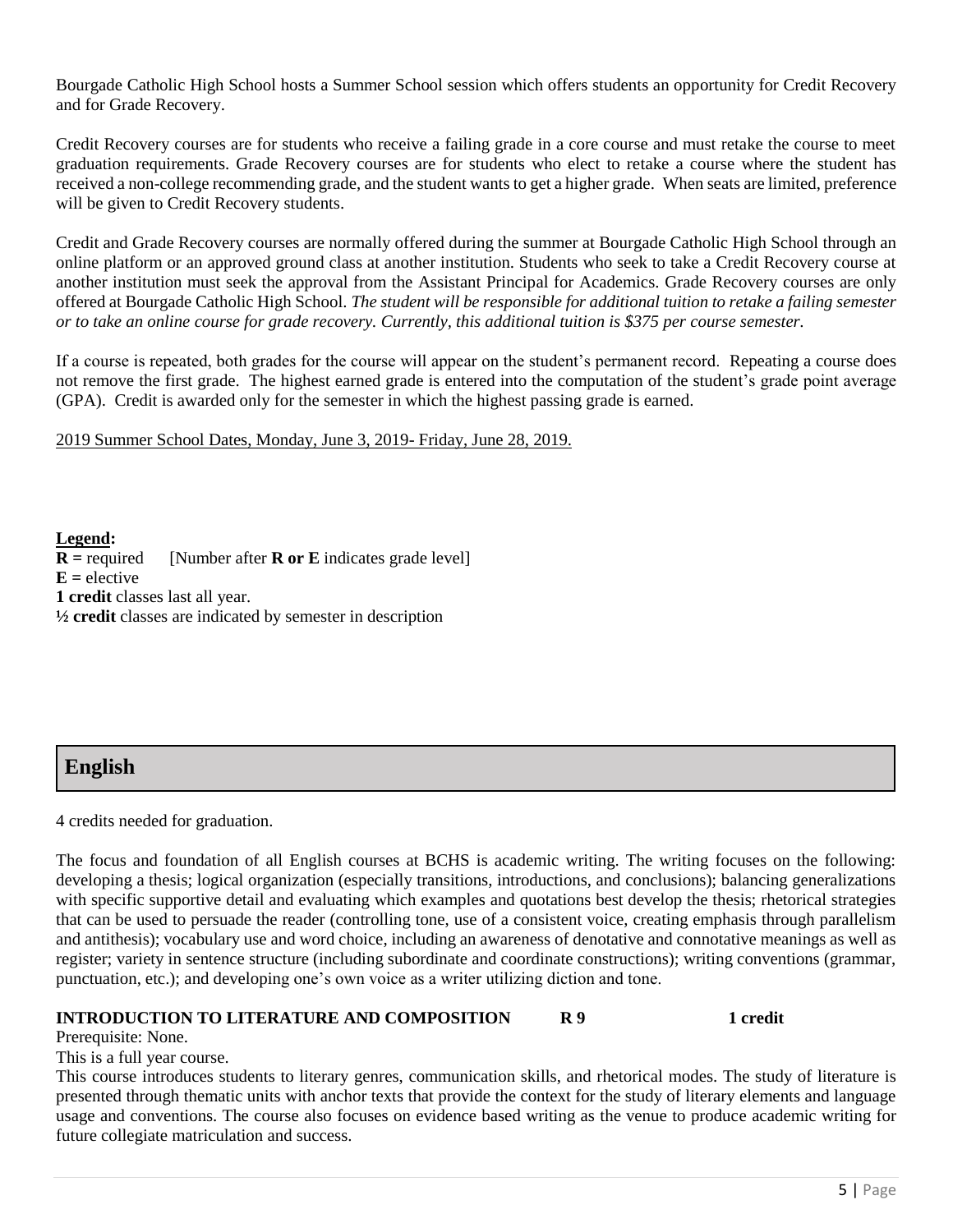Bourgade Catholic High School hosts a Summer School session which offers students an opportunity for Credit Recovery and for Grade Recovery.

Credit Recovery courses are for students who receive a failing grade in a core course and must retake the course to meet graduation requirements. Grade Recovery courses are for students who elect to retake a course where the student has received a non-college recommending grade, and the student wants to get a higher grade. When seats are limited, preference will be given to Credit Recovery students.

Credit and Grade Recovery courses are normally offered during the summer at Bourgade Catholic High School through an online platform or an approved ground class at another institution. Students who seek to take a Credit Recovery course at another institution must seek the approval from the Assistant Principal for Academics. Grade Recovery courses are only offered at Bourgade Catholic High School. *The student will be responsible for additional tuition to retake a failing semester or to take an online course for grade recovery. Currently, this additional tuition is $375 per course semester.*

If a course is repeated, both grades for the course will appear on the student's permanent record. Repeating a course does not remove the first grade. The highest earned grade is entered into the computation of the student's grade point average (GPA). Credit is awarded only for the semester in which the highest passing grade is earned.

<u>2019 Summer School Dates, Monday, June 3, 2019- Friday, June 28, 2019.</u>

**<u>Legend</u>:**
**R =** required [Number after **R or E** indicates grade level]
**E =** elective
**1 credit** classes last all year.
**½ credit** classes are indicated by semester in description

## English

4 credits needed for graduation.

The focus and foundation of all English courses at BCHS is academic writing. The writing focuses on the following: developing a thesis; logical organization (especially transitions, introductions, and conclusions); balancing generalizations with specific supportive detail and evaluating which examples and quotations best develop the thesis; rhetorical strategies that can be used to persuade the reader (controlling tone, use of a consistent voice, creating emphasis through parallelism and antithesis); vocabulary use and word choice, including an awareness of denotative and connotative meanings as well as register; variety in sentence structure (including subordinate and coordinate constructions); writing conventions (grammar, punctuation, etc.); and developing one's own voice as a writer utilizing diction and tone.

**INTRODUCTION TO LITERATURE AND COMPOSITION R 9 1 credit**
Prerequisite: None.
This is a full year course.
This course introduces students to literary genres, communication skills, and rhetorical modes. The study of literature is presented through thematic units with anchor texts that provide the context for the study of literary elements and language usage and conventions. The course also focuses on evidence based writing as the venue to produce academic writing for future collegiate matriculation and success.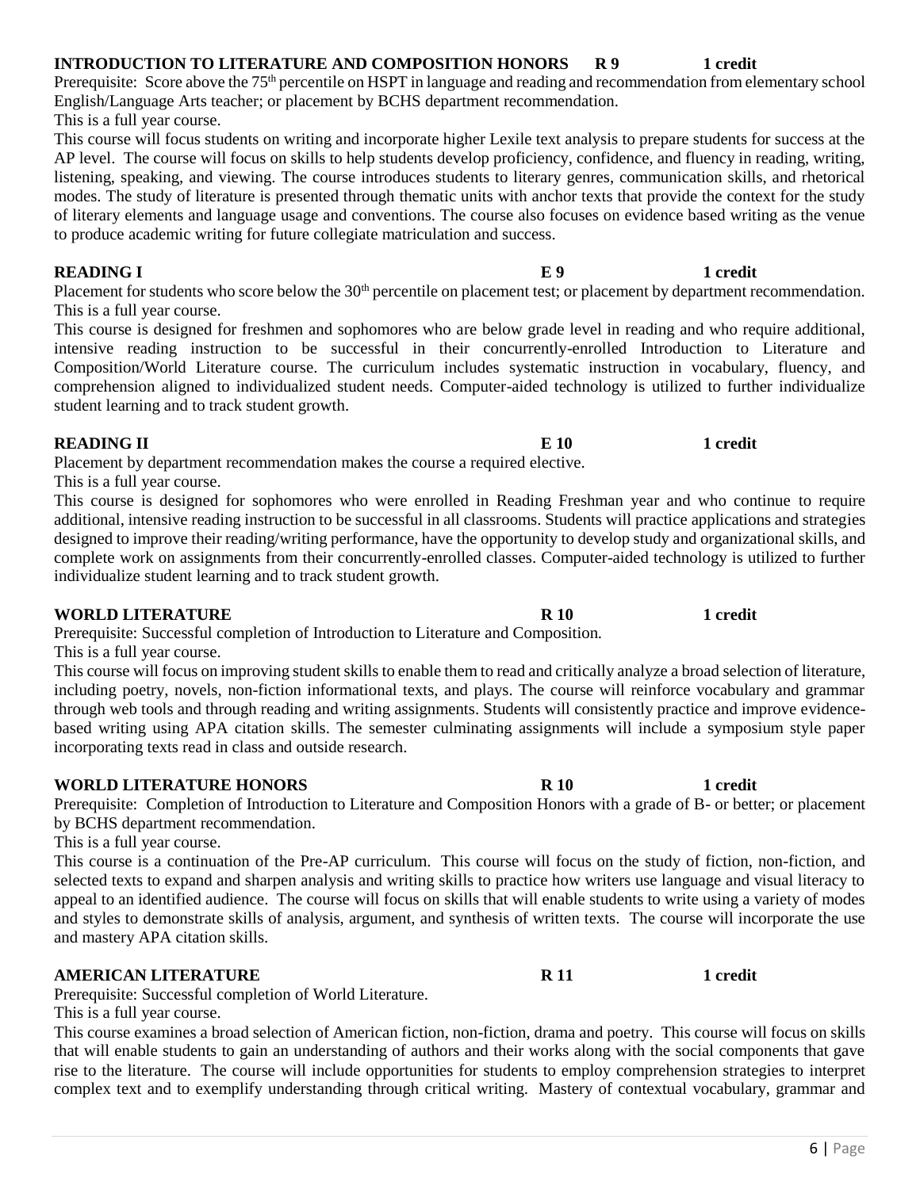**INTRODUCTION TO LITERATURE AND COMPOSITION HONORS R 9 1 credit**

Prerequisite: Score above the 75th percentile on HSPT in language and reading and recommendation from elementary school English/Language Arts teacher; or placement by BCHS department recommendation.

This is a full year course.

This course will focus students on writing and incorporate higher Lexile text analysis to prepare students for success at the AP level. The course will focus on skills to help students develop proficiency, confidence, and fluency in reading, writing, listening, speaking, and viewing. The course introduces students to literary genres, communication skills, and rhetorical modes. The study of literature is presented through thematic units with anchor texts that provide the context for the study of literary elements and language usage and conventions. The course also focuses on evidence based writing as the venue to produce academic writing for future collegiate matriculation and success.

**READING I E 9 1 credit**

Placement for students who score below the 30th percentile on placement test; or placement by department recommendation. This is a full year course.

This course is designed for freshmen and sophomores who are below grade level in reading and who require additional, intensive reading instruction to be successful in their concurrently-enrolled Introduction to Literature and Composition/World Literature course. The curriculum includes systematic instruction in vocabulary, fluency, and comprehension aligned to individualized student needs. Computer-aided technology is utilized to further individualize student learning and to track student growth.

**READING II E 10 1 credit**

Placement by department recommendation makes the course a required elective.

This is a full year course.

This course is designed for sophomores who were enrolled in Reading Freshman year and who continue to require additional, intensive reading instruction to be successful in all classrooms. Students will practice applications and strategies designed to improve their reading/writing performance, have the opportunity to develop study and organizational skills, and complete work on assignments from their concurrently-enrolled classes. Computer-aided technology is utilized to further individualize student learning and to track student growth.

**WORLD LITERATURE R 10 1 credit**

Prerequisite: Successful completion of Introduction to Literature and Composition.

This is a full year course.

This course will focus on improving student skills to enable them to read and critically analyze a broad selection of literature, including poetry, novels, non-fiction informational texts, and plays. The course will reinforce vocabulary and grammar through web tools and through reading and writing assignments. Students will consistently practice and improve evidence-based writing using APA citation skills. The semester culminating assignments will include a symposium style paper incorporating texts read in class and outside research.

**WORLD LITERATURE HONORS R 10 1 credit**

Prerequisite: Completion of Introduction to Literature and Composition Honors with a grade of B- or better; or placement by BCHS department recommendation.

This is a full year course.

This course is a continuation of the Pre-AP curriculum. This course will focus on the study of fiction, non-fiction, and selected texts to expand and sharpen analysis and writing skills to practice how writers use language and visual literacy to appeal to an identified audience. The course will focus on skills that will enable students to write using a variety of modes and styles to demonstrate skills of analysis, argument, and synthesis of written texts. The course will incorporate the use and mastery APA citation skills.

**AMERICAN LITERATURE R 11 1 credit**

Prerequisite: Successful completion of World Literature.

This is a full year course.

This course examines a broad selection of American fiction, non-fiction, drama and poetry. This course will focus on skills that will enable students to gain an understanding of authors and their works along with the social components that gave rise to the literature. The course will include opportunities for students to employ comprehension strategies to interpret complex text and to exemplify understanding through critical writing. Mastery of contextual vocabulary, grammar and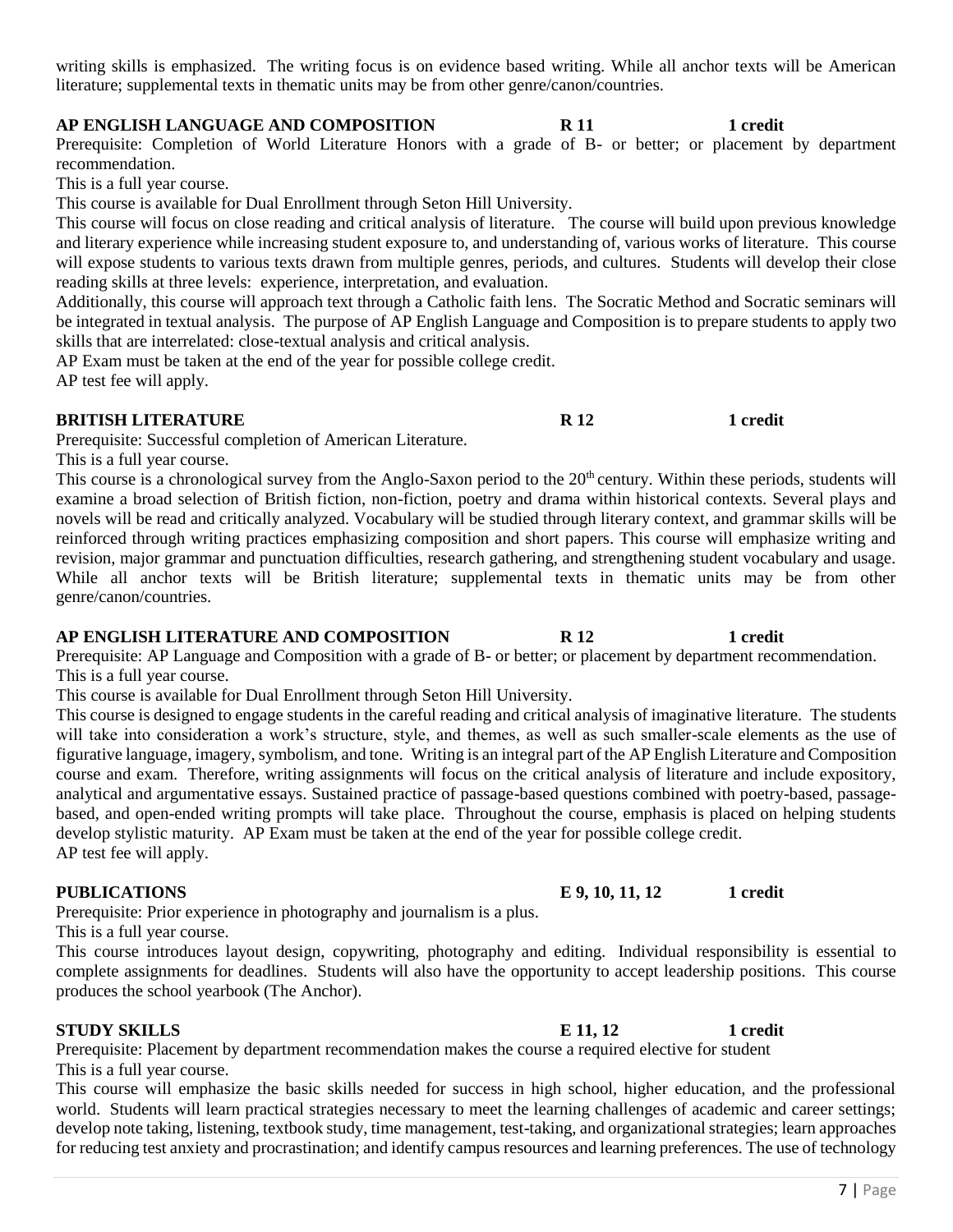writing skills is emphasized. The writing focus is on evidence based writing. While all anchor texts will be American literature; supplemental texts in thematic units may be from other genre/canon/countries.

**AP ENGLISH LANGUAGE AND COMPOSITION R 11 1 credit**

Prerequisite: Completion of World Literature Honors with a grade of B- or better; or placement by department recommendation.

This is a full year course.

This course is available for Dual Enrollment through Seton Hill University.

This course will focus on close reading and critical analysis of literature. The course will build upon previous knowledge and literary experience while increasing student exposure to, and understanding of, various works of literature. This course will expose students to various texts drawn from multiple genres, periods, and cultures. Students will develop their close reading skills at three levels: experience, interpretation, and evaluation.

Additionally, this course will approach text through a Catholic faith lens. The Socratic Method and Socratic seminars will be integrated in textual analysis. The purpose of AP English Language and Composition is to prepare students to apply two skills that are interrelated: close-textual analysis and critical analysis.

AP Exam must be taken at the end of the year for possible college credit.

AP test fee will apply.

**BRITISH LITERATURE R 12 1 credit**

Prerequisite: Successful completion of American Literature.

This is a full year course.

This course is a chronological survey from the Anglo-Saxon period to the 20th century. Within these periods, students will examine a broad selection of British fiction, non-fiction, poetry and drama within historical contexts. Several plays and novels will be read and critically analyzed. Vocabulary will be studied through literary context, and grammar skills will be reinforced through writing practices emphasizing composition and short papers. This course will emphasize writing and revision, major grammar and punctuation difficulties, research gathering, and strengthening student vocabulary and usage. While all anchor texts will be British literature; supplemental texts in thematic units may be from other genre/canon/countries.

**AP ENGLISH LITERATURE AND COMPOSITION R 12 1 credit**

Prerequisite: AP Language and Composition with a grade of B- or better; or placement by department recommendation.

This is a full year course.

This course is available for Dual Enrollment through Seton Hill University.

This course is designed to engage students in the careful reading and critical analysis of imaginative literature. The students will take into consideration a work's structure, style, and themes, as well as such smaller-scale elements as the use of figurative language, imagery, symbolism, and tone. Writing is an integral part of the AP English Literature and Composition course and exam. Therefore, writing assignments will focus on the critical analysis of literature and include expository, analytical and argumentative essays. Sustained practice of passage-based questions combined with poetry-based, passage-based, and open-ended writing prompts will take place. Throughout the course, emphasis is placed on helping students develop stylistic maturity. AP Exam must be taken at the end of the year for possible college credit.

AP test fee will apply.

**PUBLICATIONS E 9, 10, 11, 12 1 credit**

Prerequisite: Prior experience in photography and journalism is a plus.

This is a full year course.

This course introduces layout design, copywriting, photography and editing. Individual responsibility is essential to complete assignments for deadlines. Students will also have the opportunity to accept leadership positions. This course produces the school yearbook (The Anchor).

**STUDY SKILLS E 11, 12 1 credit**

Prerequisite: Placement by department recommendation makes the course a required elective for student

This is a full year course.

This course will emphasize the basic skills needed for success in high school, higher education, and the professional world. Students will learn practical strategies necessary to meet the learning challenges of academic and career settings; develop note taking, listening, textbook study, time management, test-taking, and organizational strategies; learn approaches for reducing test anxiety and procrastination; and identify campus resources and learning preferences. The use of technology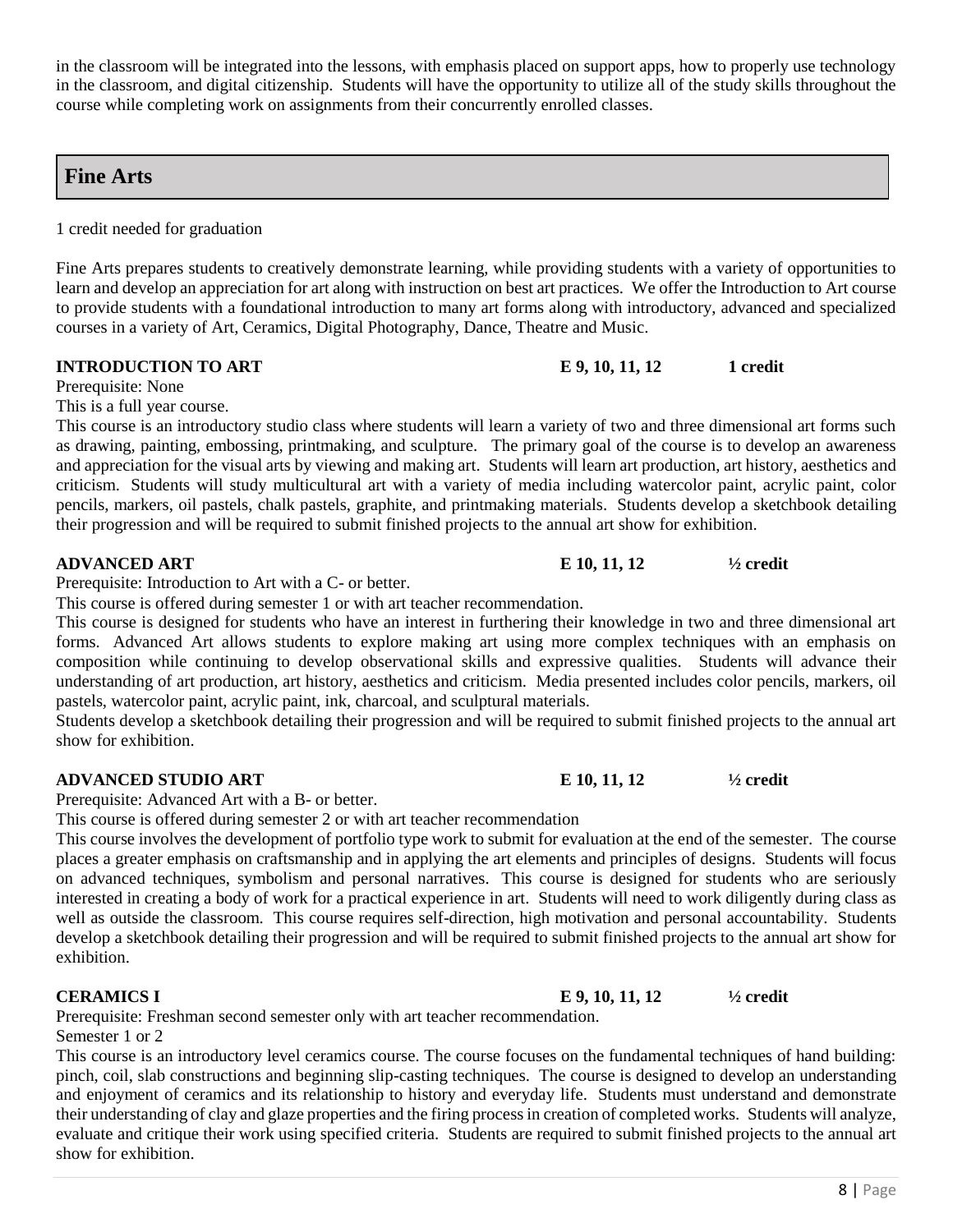in the classroom will be integrated into the lessons, with emphasis placed on support apps, how to properly use technology in the classroom, and digital citizenship. Students will have the opportunity to utilize all of the study skills throughout the course while completing work on assignments from their concurrently enrolled classes.

## Fine Arts

1 credit needed for graduation

Fine Arts prepares students to creatively demonstrate learning, while providing students with a variety of opportunities to learn and develop an appreciation for art along with instruction on best art practices. We offer the Introduction to Art course to provide students with a foundational introduction to many art forms along with introductory, advanced and specialized courses in a variety of Art, Ceramics, Digital Photography, Dance, Theatre and Music.

**INTRODUCTION TO ART** **E 9, 10, 11, 12** **1 credit**

Prerequisite: None

This is a full year course.

This course is an introductory studio class where students will learn a variety of two and three dimensional art forms such as drawing, painting, embossing, printmaking, and sculpture. The primary goal of the course is to develop an awareness and appreciation for the visual arts by viewing and making art. Students will learn art production, art history, aesthetics and criticism. Students will study multicultural art with a variety of media including watercolor paint, acrylic paint, color pencils, markers, oil pastels, chalk pastels, graphite, and printmaking materials. Students develop a sketchbook detailing their progression and will be required to submit finished projects to the annual art show for exhibition.

**ADVANCED ART** **E 10, 11, 12** **½ credit**

Prerequisite: Introduction to Art with a C- or better.

This course is offered during semester 1 or with art teacher recommendation.

This course is designed for students who have an interest in furthering their knowledge in two and three dimensional art forms. Advanced Art allows students to explore making art using more complex techniques with an emphasis on composition while continuing to develop observational skills and expressive qualities. Students will advance their understanding of art production, art history, aesthetics and criticism. Media presented includes color pencils, markers, oil pastels, watercolor paint, acrylic paint, ink, charcoal, and sculptural materials.

Students develop a sketchbook detailing their progression and will be required to submit finished projects to the annual art show for exhibition.

**ADVANCED STUDIO ART** **E 10, 11, 12** **½ credit**

Prerequisite: Advanced Art with a B- or better.

This course is offered during semester 2 or with art teacher recommendation

This course involves the development of portfolio type work to submit for evaluation at the end of the semester. The course places a greater emphasis on craftsmanship and in applying the art elements and principles of designs. Students will focus on advanced techniques, symbolism and personal narratives. This course is designed for students who are seriously interested in creating a body of work for a practical experience in art. Students will need to work diligently during class as well as outside the classroom. This course requires self-direction, high motivation and personal accountability. Students develop a sketchbook detailing their progression and will be required to submit finished projects to the annual art show for exhibition.

**CERAMICS I** **E 9, 10, 11, 12** **½ credit**

Prerequisite: Freshman second semester only with art teacher recommendation.

Semester 1 or 2

This course is an introductory level ceramics course. The course focuses on the fundamental techniques of hand building: pinch, coil, slab constructions and beginning slip-casting techniques. The course is designed to develop an understanding and enjoyment of ceramics and its relationship to history and everyday life. Students must understand and demonstrate their understanding of clay and glaze properties and the firing process in creation of completed works. Students will analyze, evaluate and critique their work using specified criteria. Students are required to submit finished projects to the annual art show for exhibition.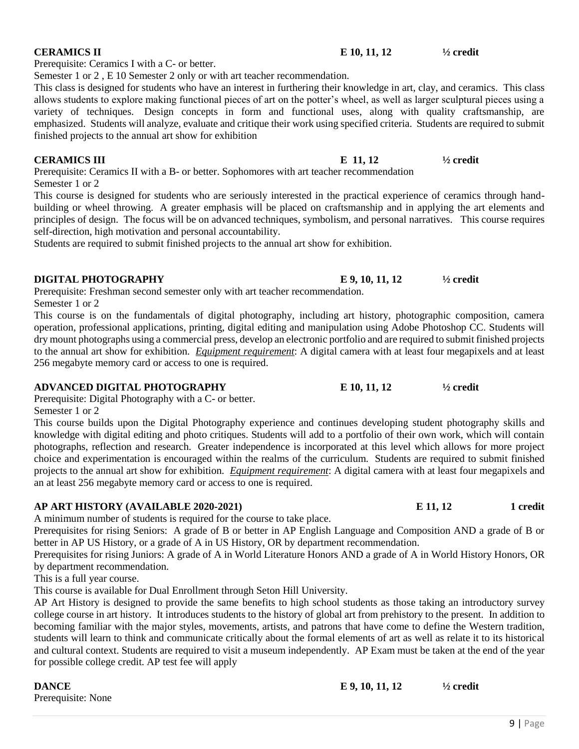**CERAMICS II** E 10, 11, 12 ½ credit

Prerequisite: Ceramics I with a C- or better.

Semester 1 or 2 , E 10 Semester 2 only or with art teacher recommendation.

This class is designed for students who have an interest in furthering their knowledge in art, clay, and ceramics. This class allows students to explore making functional pieces of art on the potter's wheel, as well as larger sculptural pieces using a variety of techniques. Design concepts in form and functional uses, along with quality craftsmanship, are emphasized. Students will analyze, evaluate and critique their work using specified criteria. Students are required to submit finished projects to the annual art show for exhibition

**CERAMICS III** E 11, 12 ½ credit

Prerequisite: Ceramics II with a B- or better. Sophomores with art teacher recommendation

Semester 1 or 2

This course is designed for students who are seriously interested in the practical experience of ceramics through hand-building or wheel throwing. A greater emphasis will be placed on craftsmanship and in applying the art elements and principles of design. The focus will be on advanced techniques, symbolism, and personal narratives. This course requires self-direction, high motivation and personal accountability.

Students are required to submit finished projects to the annual art show for exhibition.

**DIGITAL PHOTOGRAPHY** E 9, 10, 11, 12 ½ credit

Prerequisite: Freshman second semester only with art teacher recommendation.

Semester 1 or 2

This course is on the fundamentals of digital photography, including art history, photographic composition, camera operation, professional applications, printing, digital editing and manipulation using Adobe Photoshop CC. Students will dry mount photographs using a commercial press, develop an electronic portfolio and are required to submit finished projects to the annual art show for exhibition. *Equipment requirement*: A digital camera with at least four megapixels and at least 256 megabyte memory card or access to one is required.

**ADVANCED DIGITAL PHOTOGRAPHY** E 10, 11, 12 ½ credit

Prerequisite: Digital Photography with a C- or better.

Semester 1 or 2

This course builds upon the Digital Photography experience and continues developing student photography skills and knowledge with digital editing and photo critiques. Students will add to a portfolio of their own work, which will contain photographs, reflection and research. Greater independence is incorporated at this level which allows for more project choice and experimentation is encouraged within the realms of the curriculum. Students are required to submit finished projects to the annual art show for exhibition. *Equipment requirement*: A digital camera with at least four megapixels and an at least 256 megabyte memory card or access to one is required.

**AP ART HISTORY (AVAILABLE 2020-2021)** E 11, 12 1 credit

A minimum number of students is required for the course to take place.

Prerequisites for rising Seniors: A grade of B or better in AP English Language and Composition AND a grade of B or better in AP US History, or a grade of A in US History, OR by department recommendation.

Prerequisites for rising Juniors: A grade of A in World Literature Honors AND a grade of A in World History Honors, OR by department recommendation.

This is a full year course.

This course is available for Dual Enrollment through Seton Hill University.

AP Art History is designed to provide the same benefits to high school students as those taking an introductory survey college course in art history. It introduces students to the history of global art from prehistory to the present. In addition to becoming familiar with the major styles, movements, artists, and patrons that have come to define the Western tradition, students will learn to think and communicate critically about the formal elements of art as well as relate it to its historical and cultural context. Students are required to visit a museum independently. AP Exam must be taken at the end of the year for possible college credit. AP test fee will apply

**DANCE** E 9, 10, 11, 12 ½ credit

Prerequisite: None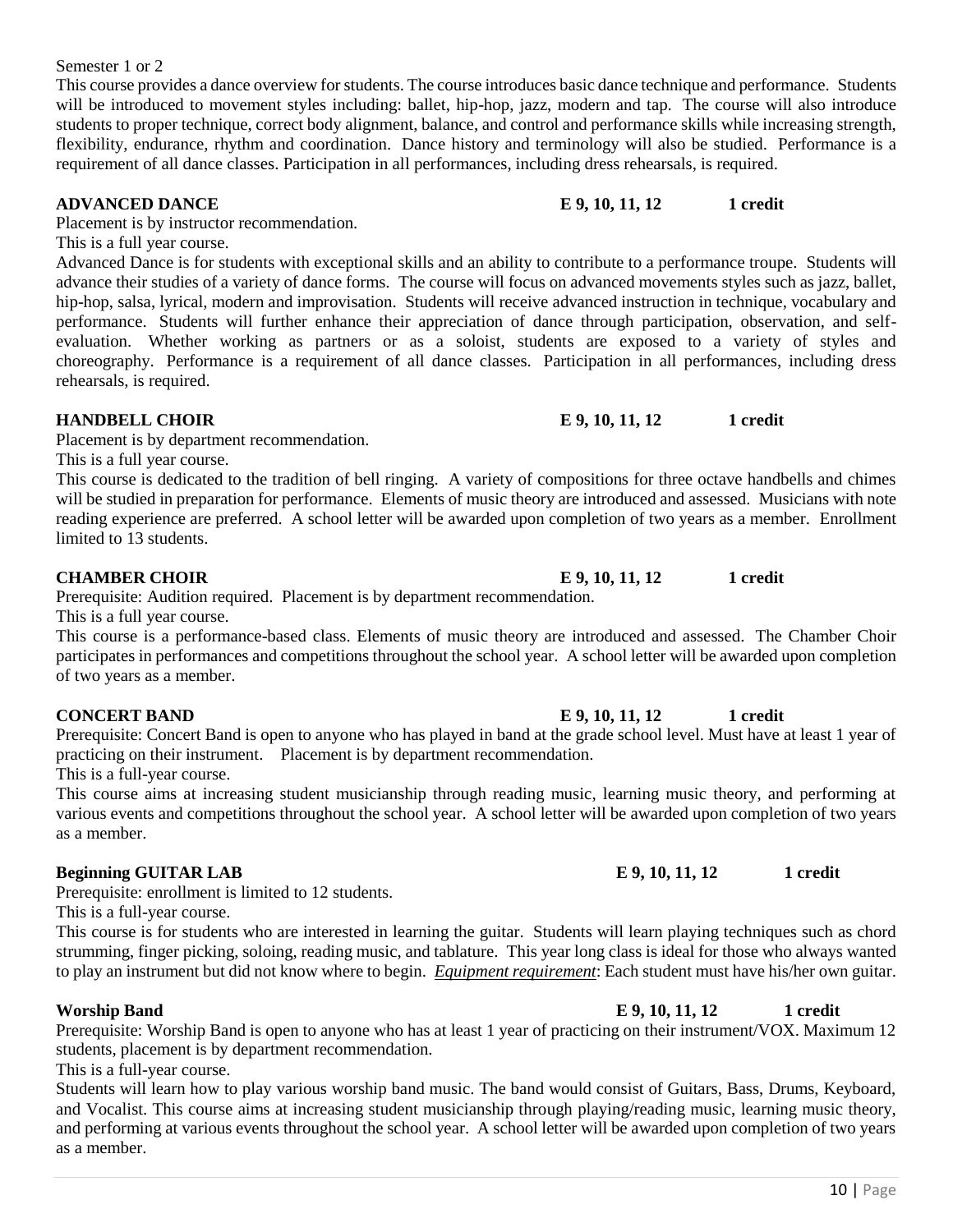Semester 1 or 2

This course provides a dance overview for students. The course introduces basic dance technique and performance. Students will be introduced to movement styles including: ballet, hip-hop, jazz, modern and tap. The course will also introduce students to proper technique, correct body alignment, balance, and control and performance skills while increasing strength, flexibility, endurance, rhythm and coordination. Dance history and terminology will also be studied. Performance is a requirement of all dance classes. Participation in all performances, including dress rehearsals, is required.

**ADVANCED DANCE** **E 9, 10, 11, 12** **1 credit**

Placement is by instructor recommendation.

This is a full year course.

Advanced Dance is for students with exceptional skills and an ability to contribute to a performance troupe. Students will advance their studies of a variety of dance forms. The course will focus on advanced movements styles such as jazz, ballet, hip-hop, salsa, lyrical, modern and improvisation. Students will receive advanced instruction in technique, vocabulary and performance. Students will further enhance their appreciation of dance through participation, observation, and self-evaluation. Whether working as partners or as a soloist, students are exposed to a variety of styles and choreography. Performance is a requirement of all dance classes. Participation in all performances, including dress rehearsals, is required.

**HANDBELL CHOIR** **E 9, 10, 11, 12** **1 credit**

Placement is by department recommendation.

This is a full year course.

This course is dedicated to the tradition of bell ringing. A variety of compositions for three octave handbells and chimes will be studied in preparation for performance. Elements of music theory are introduced and assessed. Musicians with note reading experience are preferred. A school letter will be awarded upon completion of two years as a member. Enrollment limited to 13 students.

**CHAMBER CHOIR** **E 9, 10, 11, 12** **1 credit**

Prerequisite: Audition required. Placement is by department recommendation.

This is a full year course.

This course is a performance-based class. Elements of music theory are introduced and assessed. The Chamber Choir participates in performances and competitions throughout the school year. A school letter will be awarded upon completion of two years as a member.

**CONCERT BAND** **E 9, 10, 11, 12** **1 credit**

Prerequisite: Concert Band is open to anyone who has played in band at the grade school level. Must have at least 1 year of practicing on their instrument. Placement is by department recommendation.

This is a full-year course.

This course aims at increasing student musicianship through reading music, learning music theory, and performing at various events and competitions throughout the school year. A school letter will be awarded upon completion of two years as a member.

**Beginning GUITAR LAB** **E 9, 10, 11, 12** **1 credit**

Prerequisite: enrollment is limited to 12 students.

This is a full-year course.

This course is for students who are interested in learning the guitar. Students will learn playing techniques such as chord strumming, finger picking, soloing, reading music, and tablature. This year long class is ideal for those who always wanted to play an instrument but did not know where to begin. ***Equipment requirement***: Each student must have his/her own guitar.

**Worship Band** **E 9, 10, 11, 12** **1 credit**

Prerequisite: Worship Band is open to anyone who has at least 1 year of practicing on their instrument/VOX. Maximum 12 students, placement is by department recommendation.

This is a full-year course.

Students will learn how to play various worship band music. The band would consist of Guitars, Bass, Drums, Keyboard, and Vocalist. This course aims at increasing student musicianship through playing/reading music, learning music theory, and performing at various events throughout the school year. A school letter will be awarded upon completion of two years as a member.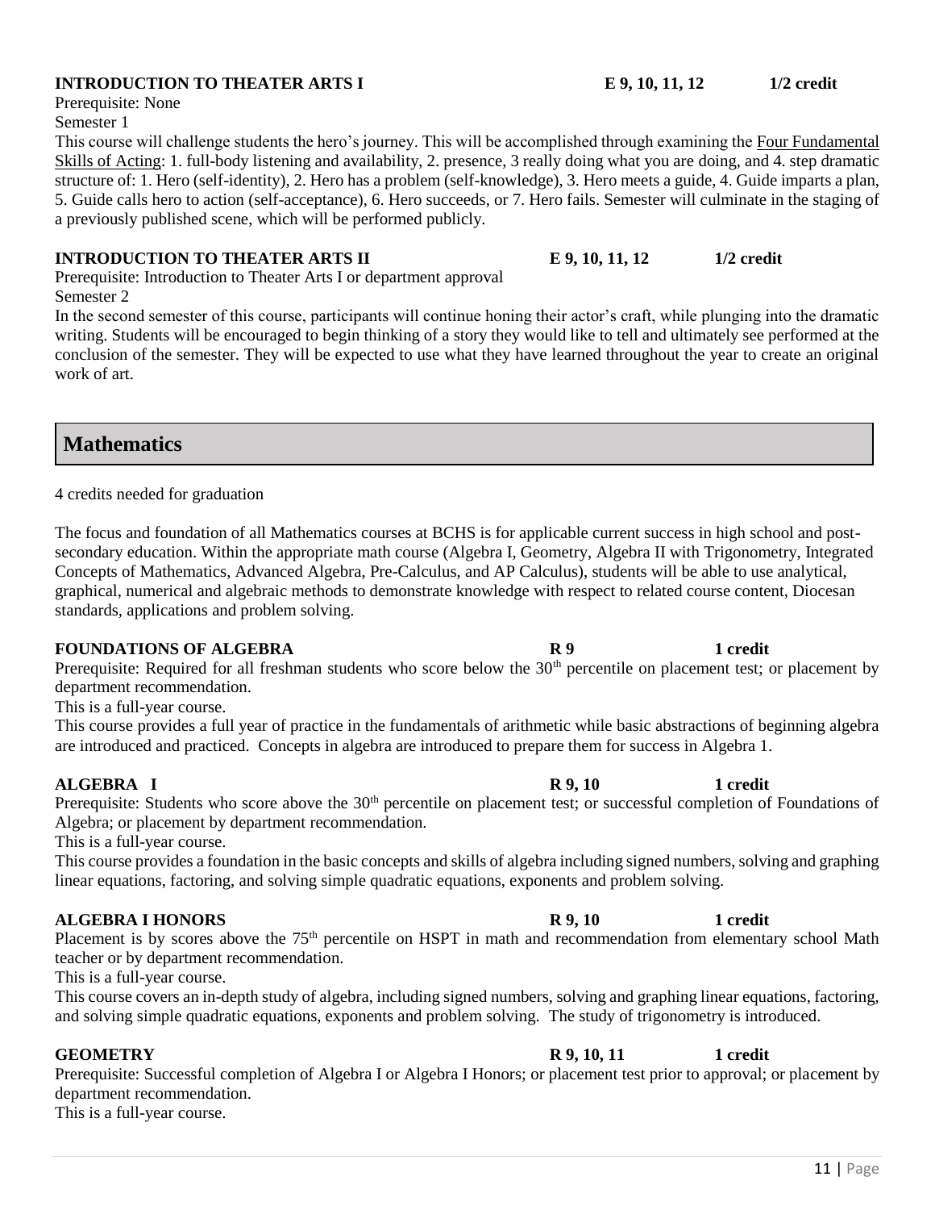**INTRODUCTION TO THEATER ARTS I** **E 9, 10, 11, 12** **1/2 credit**

Prerequisite: None

Semester 1

This course will challenge students the hero's journey. This will be accomplished through examining the Four Fundamental Skills of Acting: 1. full-body listening and availability, 2. presence, 3 really doing what you are doing, and 4. step dramatic structure of: 1. Hero (self-identity), 2. Hero has a problem (self-knowledge), 3. Hero meets a guide, 4. Guide imparts a plan, 5. Guide calls hero to action (self-acceptance), 6. Hero succeeds, or 7. Hero fails. Semester will culminate in the staging of a previously published scene, which will be performed publicly.

**INTRODUCTION TO THEATER ARTS II** **E 9, 10, 11, 12** **1/2 credit**

Prerequisite: Introduction to Theater Arts I or department approval

Semester 2

In the second semester of this course, participants will continue honing their actor's craft, while plunging into the dramatic writing. Students will be encouraged to begin thinking of a story they would like to tell and ultimately see performed at the conclusion of the semester. They will be expected to use what they have learned throughout the year to create an original work of art.

## Mathematics

4 credits needed for graduation

The focus and foundation of all Mathematics courses at BCHS is for applicable current success in high school and post-secondary education. Within the appropriate math course (Algebra I, Geometry, Algebra II with Trigonometry, Integrated Concepts of Mathematics, Advanced Algebra, Pre-Calculus, and AP Calculus), students will be able to use analytical, graphical, numerical and algebraic methods to demonstrate knowledge with respect to related course content, Diocesan standards, applications and problem solving.

**FOUNDATIONS OF ALGEBRA** **R 9** **1 credit**

Prerequisite: Required for all freshman students who score below the 30th percentile on placement test; or placement by department recommendation.

This is a full-year course.

This course provides a full year of practice in the fundamentals of arithmetic while basic abstractions of beginning algebra are introduced and practiced. Concepts in algebra are introduced to prepare them for success in Algebra 1.

**ALGEBRA I** **R 9, 10** **1 credit**

Prerequisite: Students who score above the 30th percentile on placement test; or successful completion of Foundations of Algebra; or placement by department recommendation.

This is a full-year course.

This course provides a foundation in the basic concepts and skills of algebra including signed numbers, solving and graphing linear equations, factoring, and solving simple quadratic equations, exponents and problem solving.

**ALGEBRA I HONORS** **R 9, 10** **1 credit**

Placement is by scores above the 75th percentile on HSPT in math and recommendation from elementary school Math teacher or by department recommendation.

This is a full-year course.

This course covers an in-depth study of algebra, including signed numbers, solving and graphing linear equations, factoring, and solving simple quadratic equations, exponents and problem solving. The study of trigonometry is introduced.

**GEOMETRY** **R 9, 10, 11** **1 credit**

Prerequisite: Successful completion of Algebra I or Algebra I Honors; or placement test prior to approval; or placement by department recommendation.

This is a full-year course.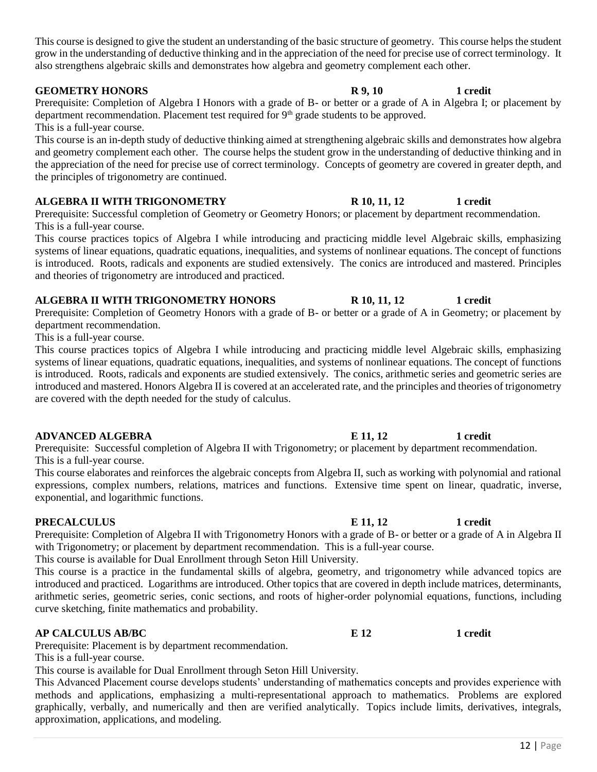This course is designed to give the student an understanding of the basic structure of geometry. This course helps the student grow in the understanding of deductive thinking and in the appreciation of the need for precise use of correct terminology. It also strengthens algebraic skills and demonstrates how algebra and geometry complement each other.

**GEOMETRY HONORS** **R 9, 10** **1 credit**

Prerequisite: Completion of Algebra I Honors with a grade of B- or better or a grade of A in Algebra I; or placement by department recommendation. Placement test required for 9th grade students to be approved.

This is a full-year course.

This course is an in-depth study of deductive thinking aimed at strengthening algebraic skills and demonstrates how algebra and geometry complement each other. The course helps the student grow in the understanding of deductive thinking and in the appreciation of the need for precise use of correct terminology. Concepts of geometry are covered in greater depth, and the principles of trigonometry are continued.

**ALGEBRA II WITH TRIGONOMETRY** **R 10, 11, 12** **1 credit**

Prerequisite: Successful completion of Geometry or Geometry Honors; or placement by department recommendation.

This is a full-year course.

This course practices topics of Algebra I while introducing and practicing middle level Algebraic skills, emphasizing systems of linear equations, quadratic equations, inequalities, and systems of nonlinear equations. The concept of functions is introduced. Roots, radicals and exponents are studied extensively. The conics are introduced and mastered. Principles and theories of trigonometry are introduced and practiced.

**ALGEBRA II WITH TRIGONOMETRY HONORS** **R 10, 11, 12** **1 credit**

Prerequisite: Completion of Geometry Honors with a grade of B- or better or a grade of A in Geometry; or placement by department recommendation.

This is a full-year course.

This course practices topics of Algebra I while introducing and practicing middle level Algebraic skills, emphasizing systems of linear equations, quadratic equations, inequalities, and systems of nonlinear equations. The concept of functions is introduced. Roots, radicals and exponents are studied extensively. The conics, arithmetic series and geometric series are introduced and mastered. Honors Algebra II is covered at an accelerated rate, and the principles and theories of trigonometry are covered with the depth needed for the study of calculus.

**ADVANCED ALGEBRA** **E 11, 12** **1 credit**

Prerequisite: Successful completion of Algebra II with Trigonometry; or placement by department recommendation.

This is a full-year course.

This course elaborates and reinforces the algebraic concepts from Algebra II, such as working with polynomial and rational expressions, complex numbers, relations, matrices and functions. Extensive time spent on linear, quadratic, inverse, exponential, and logarithmic functions.

**PRECALCULUS** **E 11, 12** **1 credit**

Prerequisite: Completion of Algebra II with Trigonometry Honors with a grade of B- or better or a grade of A in Algebra II with Trigonometry; or placement by department recommendation. This is a full-year course.

This course is available for Dual Enrollment through Seton Hill University.

This course is a practice in the fundamental skills of algebra, geometry, and trigonometry while advanced topics are introduced and practiced. Logarithms are introduced. Other topics that are covered in depth include matrices, determinants, arithmetic series, geometric series, conic sections, and roots of higher-order polynomial equations, functions, including curve sketching, finite mathematics and probability.

**AP CALCULUS AB/BC** **E 12** **1 credit**

Prerequisite: Placement is by department recommendation.

This is a full-year course.

This course is available for Dual Enrollment through Seton Hill University.

This Advanced Placement course develops students' understanding of mathematics concepts and provides experience with methods and applications, emphasizing a multi-representational approach to mathematics. Problems are explored graphically, verbally, and numerically and then are verified analytically. Topics include limits, derivatives, integrals, approximation, applications, and modeling.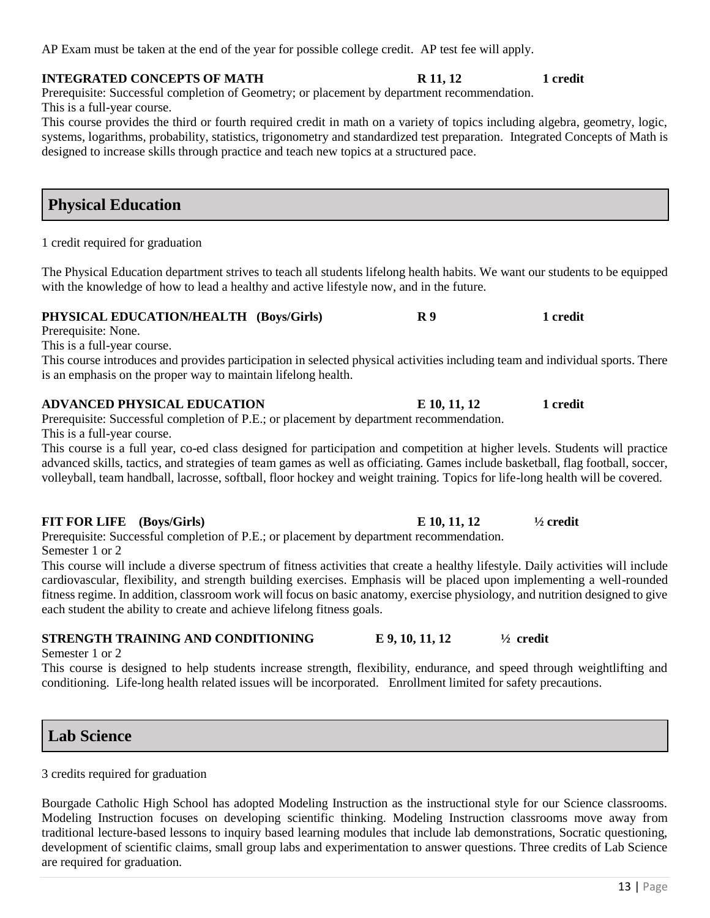AP Exam must be taken at the end of the year for possible college credit. AP test fee will apply.

**INTEGRATED CONCEPTS OF MATH** **R 11, 12** **1 credit**

Prerequisite: Successful completion of Geometry; or placement by department recommendation.
This is a full-year course.
This course provides the third or fourth required credit in math on a variety of topics including algebra, geometry, logic, systems, logarithms, probability, statistics, trigonometry and standardized test preparation. Integrated Concepts of Math is designed to increase skills through practice and teach new topics at a structured pace.

## Physical Education

1 credit required for graduation

The Physical Education department strives to teach all students lifelong health habits. We want our students to be equipped with the knowledge of how to lead a healthy and active lifestyle now, and in the future.

**PHYSICAL EDUCATION/HEALTH (Boys/Girls)** **R 9** **1 credit**

Prerequisite: None.
This is a full-year course.
This course introduces and provides participation in selected physical activities including team and individual sports. There is an emphasis on the proper way to maintain lifelong health.

**ADVANCED PHYSICAL EDUCATION** **E 10, 11, 12** **1 credit**

Prerequisite: Successful completion of P.E.; or placement by department recommendation.
This is a full-year course.
This course is a full year, co-ed class designed for participation and competition at higher levels. Students will practice advanced skills, tactics, and strategies of team games as well as officiating. Games include basketball, flag football, soccer, volleyball, team handball, lacrosse, softball, floor hockey and weight training. Topics for life-long health will be covered.

**FIT FOR LIFE (Boys/Girls)** **E 10, 11, 12** **½ credit**

Prerequisite: Successful completion of P.E.; or placement by department recommendation.
Semester 1 or 2
This course will include a diverse spectrum of fitness activities that create a healthy lifestyle. Daily activities will include cardiovascular, flexibility, and strength building exercises. Emphasis will be placed upon implementing a well-rounded fitness regime. In addition, classroom work will focus on basic anatomy, exercise physiology, and nutrition designed to give each student the ability to create and achieve lifelong fitness goals.

**STRENGTH TRAINING AND CONDITIONING** **E 9, 10, 11, 12** **½ credit**

Semester 1 or 2
This course is designed to help students increase strength, flexibility, endurance, and speed through weightlifting and conditioning. Life-long health related issues will be incorporated. Enrollment limited for safety precautions.

## Lab Science

3 credits required for graduation

Bourgade Catholic High School has adopted Modeling Instruction as the instructional style for our Science classrooms. Modeling Instruction focuses on developing scientific thinking. Modeling Instruction classrooms move away from traditional lecture-based lessons to inquiry based learning modules that include lab demonstrations, Socratic questioning, development of scientific claims, small group labs and experimentation to answer questions. Three credits of Lab Science are required for graduation.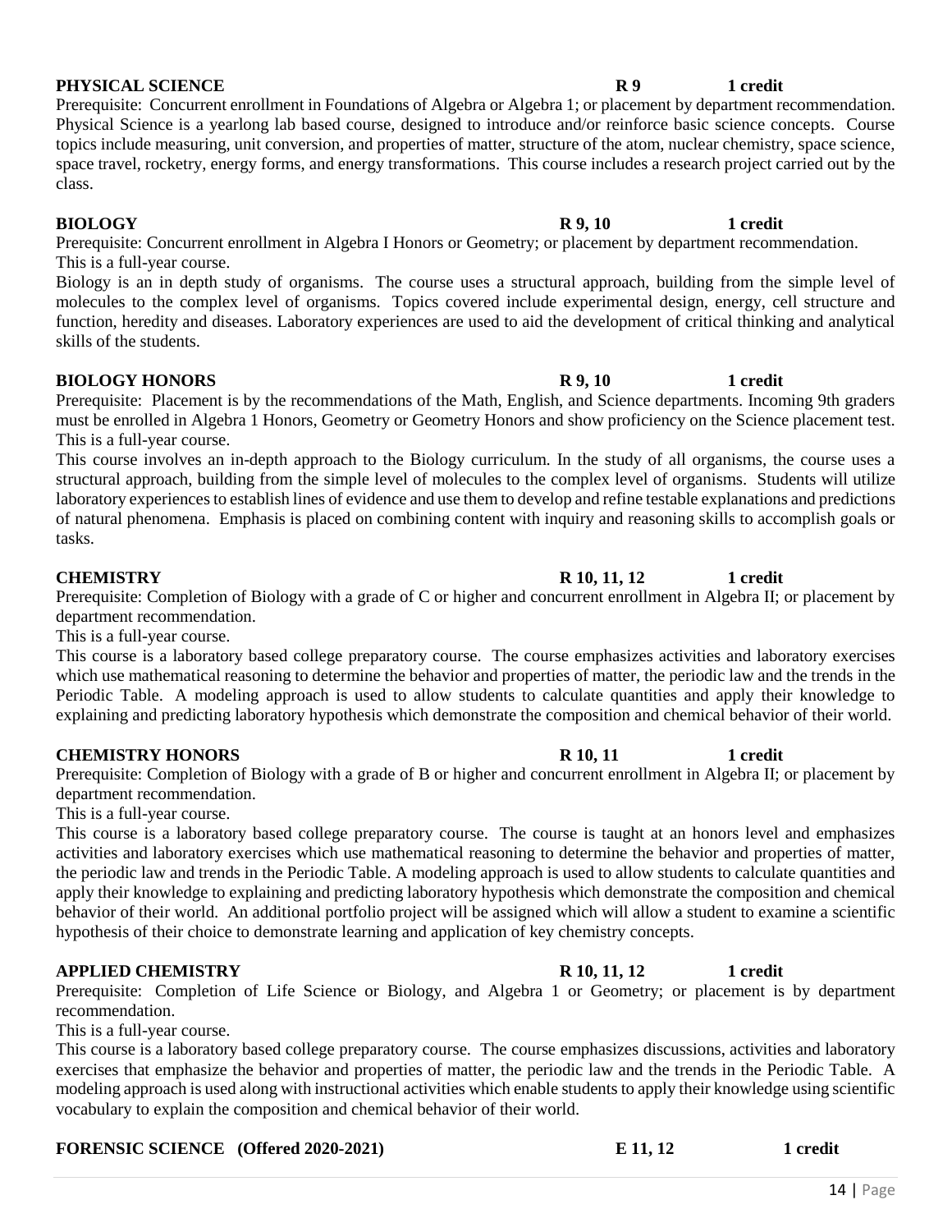**PHYSICAL SCIENCE** **R 9** **1 credit**

Prerequisite: Concurrent enrollment in Foundations of Algebra or Algebra 1; or placement by department recommendation. Physical Science is a yearlong lab based course, designed to introduce and/or reinforce basic science concepts. Course topics include measuring, unit conversion, and properties of matter, structure of the atom, nuclear chemistry, space science, space travel, rocketry, energy forms, and energy transformations. This course includes a research project carried out by the class.

**BIOLOGY** **R 9, 10** **1 credit**

Prerequisite: Concurrent enrollment in Algebra I Honors or Geometry; or placement by department recommendation.
This is a full-year course.

Biology is an in depth study of organisms. The course uses a structural approach, building from the simple level of molecules to the complex level of organisms. Topics covered include experimental design, energy, cell structure and function, heredity and diseases. Laboratory experiences are used to aid the development of critical thinking and analytical skills of the students.

**BIOLOGY HONORS** **R 9, 10** **1 credit**

Prerequisite: Placement is by the recommendations of the Math, English, and Science departments. Incoming 9th graders must be enrolled in Algebra 1 Honors, Geometry or Geometry Honors and show proficiency on the Science placement test.
This is a full-year course.

This course involves an in-depth approach to the Biology curriculum. In the study of all organisms, the course uses a structural approach, building from the simple level of molecules to the complex level of organisms. Students will utilize laboratory experiences to establish lines of evidence and use them to develop and refine testable explanations and predictions of natural phenomena. Emphasis is placed on combining content with inquiry and reasoning skills to accomplish goals or tasks.

**CHEMISTRY** **R 10, 11, 12** **1 credit**

Prerequisite: Completion of Biology with a grade of C or higher and concurrent enrollment in Algebra II; or placement by department recommendation.
This is a full-year course.

This course is a laboratory based college preparatory course. The course emphasizes activities and laboratory exercises which use mathematical reasoning to determine the behavior and properties of matter, the periodic law and the trends in the Periodic Table. A modeling approach is used to allow students to calculate quantities and apply their knowledge to explaining and predicting laboratory hypothesis which demonstrate the composition and chemical behavior of their world.

**CHEMISTRY HONORS** **R 10, 11** **1 credit**

Prerequisite: Completion of Biology with a grade of B or higher and concurrent enrollment in Algebra II; or placement by department recommendation.
This is a full-year course.

This course is a laboratory based college preparatory course. The course is taught at an honors level and emphasizes activities and laboratory exercises which use mathematical reasoning to determine the behavior and properties of matter, the periodic law and trends in the Periodic Table. A modeling approach is used to allow students to calculate quantities and apply their knowledge to explaining and predicting laboratory hypothesis which demonstrate the composition and chemical behavior of their world. An additional portfolio project will be assigned which will allow a student to examine a scientific hypothesis of their choice to demonstrate learning and application of key chemistry concepts.

**APPLIED CHEMISTRY** **R 10, 11, 12** **1 credit**

Prerequisite: Completion of Life Science or Biology, and Algebra 1 or Geometry; or placement is by department recommendation.
This is a full-year course.

This course is a laboratory based college preparatory course. The course emphasizes discussions, activities and laboratory exercises that emphasize the behavior and properties of matter, the periodic law and the trends in the Periodic Table. A modeling approach is used along with instructional activities which enable students to apply their knowledge using scientific vocabulary to explain the composition and chemical behavior of their world.

**FORENSIC SCIENCE (Offered 2020-2021)** **E 11, 12** **1 credit**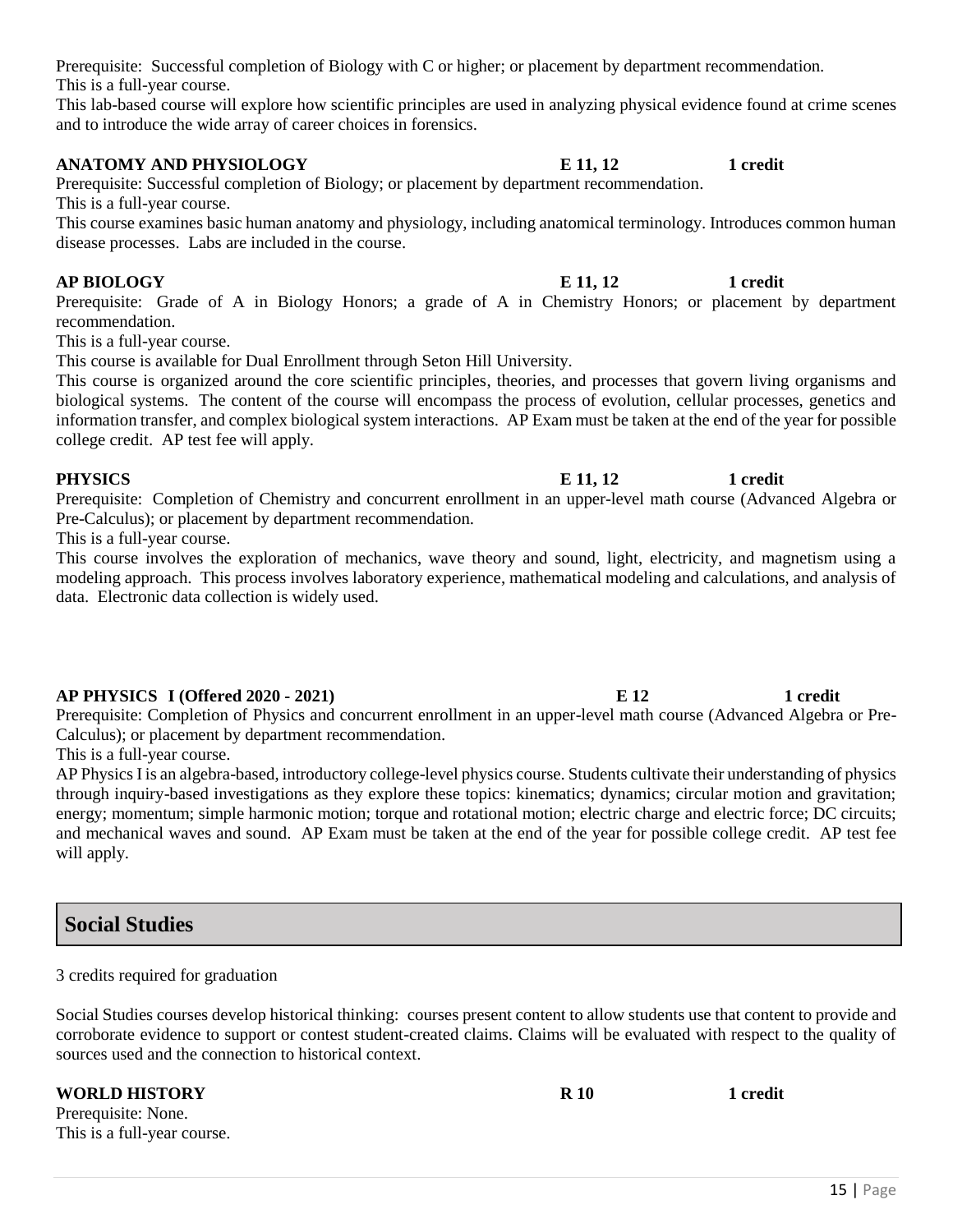Prerequisite: Successful completion of Biology with C or higher; or placement by department recommendation.
This is a full-year course.
This lab-based course will explore how scientific principles are used in analyzing physical evidence found at crime scenes and to introduce the wide array of career choices in forensics.

**ANATOMY AND PHYSIOLOGY** **E 11, 12** **1 credit**

Prerequisite: Successful completion of Biology; or placement by department recommendation.
This is a full-year course.
This course examines basic human anatomy and physiology, including anatomical terminology. Introduces common human disease processes. Labs are included in the course.

**AP BIOLOGY** **E 11, 12** **1 credit**

Prerequisite: Grade of A in Biology Honors; a grade of A in Chemistry Honors; or placement by department recommendation.
This is a full-year course.
This course is available for Dual Enrollment through Seton Hill University.
This course is organized around the core scientific principles, theories, and processes that govern living organisms and biological systems. The content of the course will encompass the process of evolution, cellular processes, genetics and information transfer, and complex biological system interactions. AP Exam must be taken at the end of the year for possible college credit. AP test fee will apply.

**PHYSICS** **E 11, 12** **1 credit**

Prerequisite: Completion of Chemistry and concurrent enrollment in an upper-level math course (Advanced Algebra or Pre-Calculus); or placement by department recommendation.
This is a full-year course.
This course involves the exploration of mechanics, wave theory and sound, light, electricity, and magnetism using a modeling approach. This process involves laboratory experience, mathematical modeling and calculations, and analysis of data. Electronic data collection is widely used.

**AP PHYSICS I (Offered 2020 - 2021)** **E 12** **1 credit**

Prerequisite: Completion of Physics and concurrent enrollment in an upper-level math course (Advanced Algebra or Pre-Calculus); or placement by department recommendation.
This is a full-year course.
AP Physics I is an algebra-based, introductory college-level physics course. Students cultivate their understanding of physics through inquiry-based investigations as they explore these topics: kinematics; dynamics; circular motion and gravitation; energy; momentum; simple harmonic motion; torque and rotational motion; electric charge and electric force; DC circuits; and mechanical waves and sound. AP Exam must be taken at the end of the year for possible college credit. AP test fee will apply.

## Social Studies

3 credits required for graduation

Social Studies courses develop historical thinking: courses present content to allow students use that content to provide and corroborate evidence to support or contest student-created claims. Claims will be evaluated with respect to the quality of sources used and the connection to historical context.

**WORLD HISTORY** **R 10** **1 credit**

Prerequisite: None.
This is a full-year course.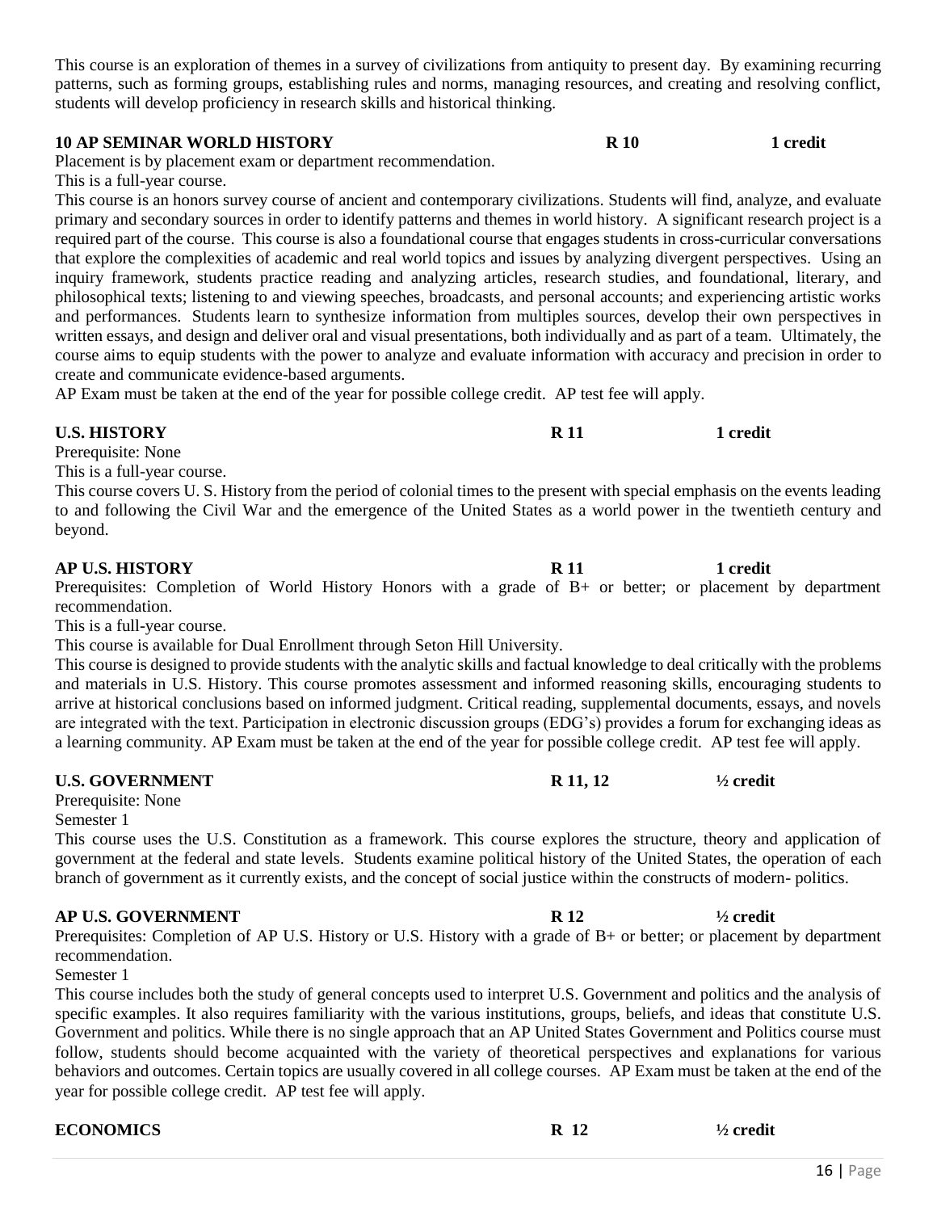This course is an exploration of themes in a survey of civilizations from antiquity to present day. By examining recurring patterns, such as forming groups, establishing rules and norms, managing resources, and creating and resolving conflict, students will develop proficiency in research skills and historical thinking.

**10 AP SEMINAR WORLD HISTORY** **R 10** **1 credit**

Placement is by placement exam or department recommendation.
This is a full-year course.
This course is an honors survey course of ancient and contemporary civilizations. Students will find, analyze, and evaluate primary and secondary sources in order to identify patterns and themes in world history. A significant research project is a required part of the course. This course is also a foundational course that engages students in cross-curricular conversations that explore the complexities of academic and real world topics and issues by analyzing divergent perspectives. Using an inquiry framework, students practice reading and analyzing articles, research studies, and foundational, literary, and philosophical texts; listening to and viewing speeches, broadcasts, and personal accounts; and experiencing artistic works and performances. Students learn to synthesize information from multiples sources, develop their own perspectives in written essays, and design and deliver oral and visual presentations, both individually and as part of a team. Ultimately, the course aims to equip students with the power to analyze and evaluate information with accuracy and precision in order to create and communicate evidence-based arguments.
AP Exam must be taken at the end of the year for possible college credit. AP test fee will apply.

**U.S. HISTORY** **R 11** **1 credit**

Prerequisite: None
This is a full-year course.
This course covers U. S. History from the period of colonial times to the present with special emphasis on the events leading to and following the Civil War and the emergence of the United States as a world power in the twentieth century and beyond.

**AP U.S. HISTORY** **R 11** **1 credit**

Prerequisites: Completion of World History Honors with a grade of B+ or better; or placement by department recommendation.
This is a full-year course.
This course is available for Dual Enrollment through Seton Hill University.
This course is designed to provide students with the analytic skills and factual knowledge to deal critically with the problems and materials in U.S. History. This course promotes assessment and informed reasoning skills, encouraging students to arrive at historical conclusions based on informed judgment. Critical reading, supplemental documents, essays, and novels are integrated with the text. Participation in electronic discussion groups (EDG's) provides a forum for exchanging ideas as a learning community. AP Exam must be taken at the end of the year for possible college credit. AP test fee will apply.

**U.S. GOVERNMENT** **R 11, 12** **½ credit**

Prerequisite: None
Semester 1
This course uses the U.S. Constitution as a framework. This course explores the structure, theory and application of government at the federal and state levels. Students examine political history of the United States, the operation of each branch of government as it currently exists, and the concept of social justice within the constructs of modern- politics.

**AP U.S. GOVERNMENT** **R 12** **½ credit**

Prerequisites: Completion of AP U.S. History or U.S. History with a grade of B+ or better; or placement by department recommendation.
Semester 1
This course includes both the study of general concepts used to interpret U.S. Government and politics and the analysis of specific examples. It also requires familiarity with the various institutions, groups, beliefs, and ideas that constitute U.S. Government and politics. While there is no single approach that an AP United States Government and Politics course must follow, students should become acquainted with the variety of theoretical perspectives and explanations for various behaviors and outcomes. Certain topics are usually covered in all college courses. AP Exam must be taken at the end of the year for possible college credit. AP test fee will apply.

**ECONOMICS** **R 12** **½ credit**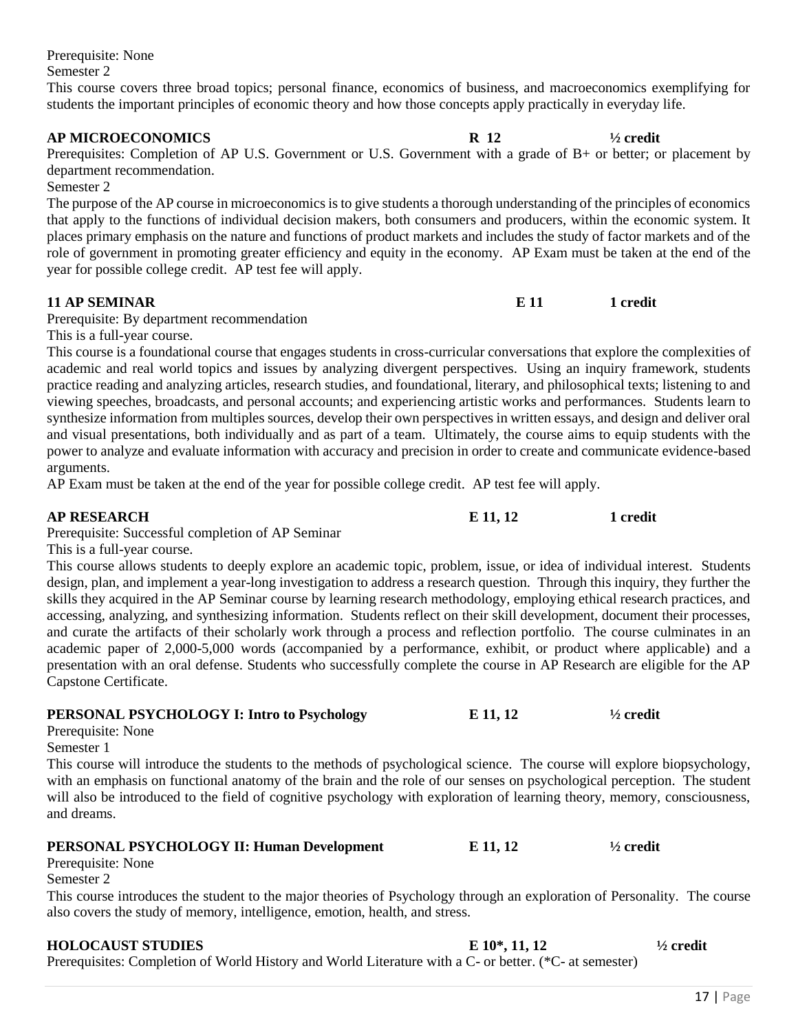Prerequisite: None
Semester 2
This course covers three broad topics; personal finance, economics of business, and macroeconomics exemplifying for students the important principles of economic theory and how those concepts apply practically in everyday life.

**AP MICROECONOMICS** **R 12** **½ credit**

Prerequisites: Completion of AP U.S. Government or U.S. Government with a grade of B+ or better; or placement by department recommendation.
Semester 2
The purpose of the AP course in microeconomics is to give students a thorough understanding of the principles of economics that apply to the functions of individual decision makers, both consumers and producers, within the economic system. It places primary emphasis on the nature and functions of product markets and includes the study of factor markets and of the role of government in promoting greater efficiency and equity in the economy. AP Exam must be taken at the end of the year for possible college credit. AP test fee will apply.

**11 AP SEMINAR** **E 11** **1 credit**

Prerequisite: By department recommendation
This is a full-year course.
This course is a foundational course that engages students in cross-curricular conversations that explore the complexities of academic and real world topics and issues by analyzing divergent perspectives. Using an inquiry framework, students practice reading and analyzing articles, research studies, and foundational, literary, and philosophical texts; listening to and viewing speeches, broadcasts, and personal accounts; and experiencing artistic works and performances. Students learn to synthesize information from multiples sources, develop their own perspectives in written essays, and design and deliver oral and visual presentations, both individually and as part of a team. Ultimately, the course aims to equip students with the power to analyze and evaluate information with accuracy and precision in order to create and communicate evidence-based arguments.
AP Exam must be taken at the end of the year for possible college credit. AP test fee will apply.

**AP RESEARCH** **E 11, 12** **1 credit**

Prerequisite: Successful completion of AP Seminar
This is a full-year course.
This course allows students to deeply explore an academic topic, problem, issue, or idea of individual interest. Students design, plan, and implement a year-long investigation to address a research question. Through this inquiry, they further the skills they acquired in the AP Seminar course by learning research methodology, employing ethical research practices, and accessing, analyzing, and synthesizing information. Students reflect on their skill development, document their processes, and curate the artifacts of their scholarly work through a process and reflection portfolio. The course culminates in an academic paper of 2,000-5,000 words (accompanied by a performance, exhibit, or product where applicable) and a presentation with an oral defense. Students who successfully complete the course in AP Research are eligible for the AP Capstone Certificate.

**PERSONAL PSYCHOLOGY I: Intro to Psychology** **E 11, 12** **½ credit**

Prerequisite: None
Semester 1
This course will introduce the students to the methods of psychological science. The course will explore biopsychology, with an emphasis on functional anatomy of the brain and the role of our senses on psychological perception. The student will also be introduced to the field of cognitive psychology with exploration of learning theory, memory, consciousness, and dreams.

**PERSONAL PSYCHOLOGY II: Human Development** **E 11, 12** **½ credit**

Prerequisite: None
Semester 2
This course introduces the student to the major theories of Psychology through an exploration of Personality. The course also covers the study of memory, intelligence, emotion, health, and stress.

**HOLOCAUST STUDIES** **E 10*, 11, 12** **½ credit**

Prerequisites: Completion of World History and World Literature with a C- or better. (*C- at semester)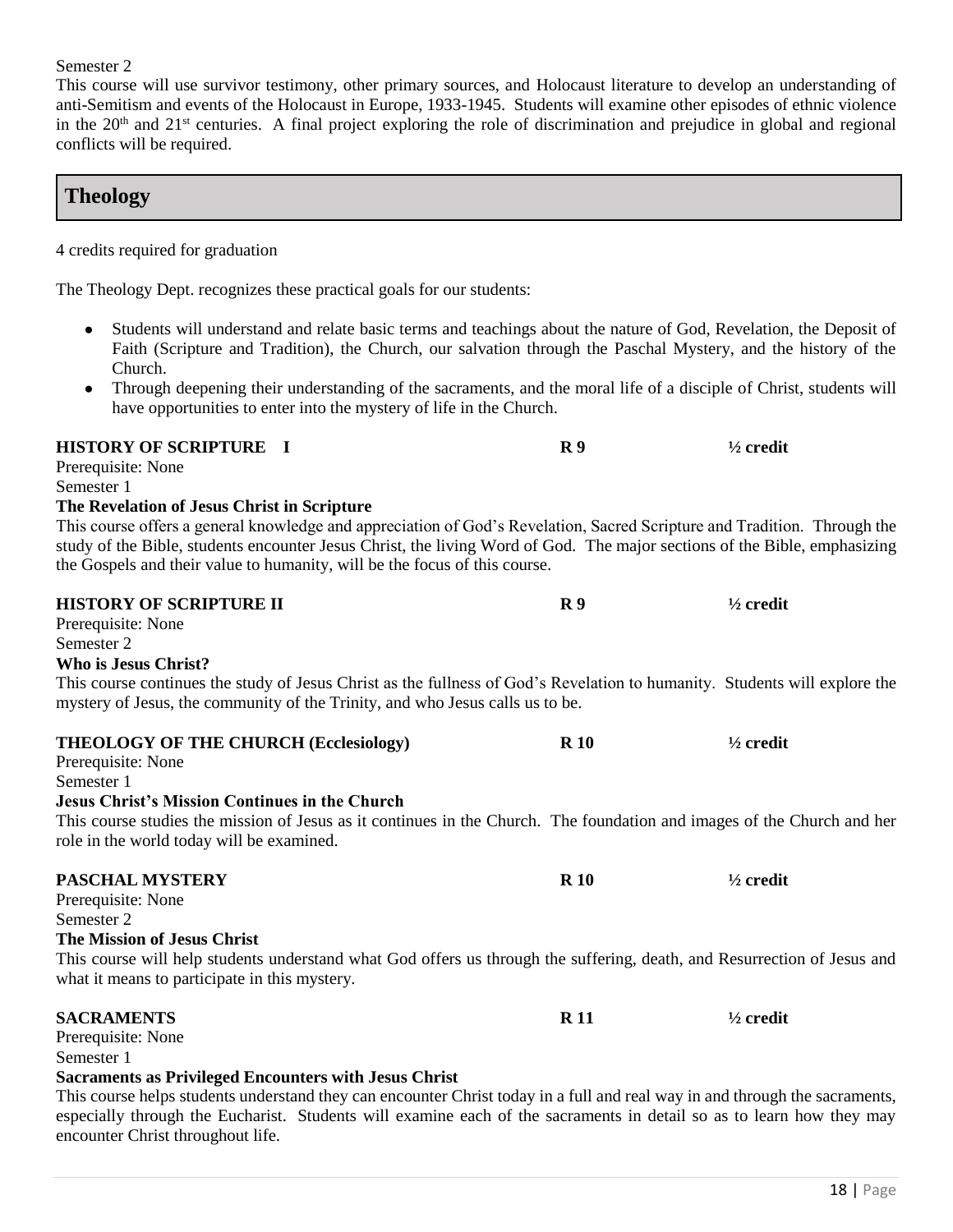Semester 2

This course will use survivor testimony, other primary sources, and Holocaust literature to develop an understanding of anti-Semitism and events of the Holocaust in Europe, 1933-1945. Students will examine other episodes of ethnic violence in the 20th and 21st centuries. A final project exploring the role of discrimination and prejudice in global and regional conflicts will be required.

## Theology

4 credits required for graduation

The Theology Dept. recognizes these practical goals for our students:

- Students will understand and relate basic terms and teachings about the nature of God, Revelation, the Deposit of Faith (Scripture and Tradition), the Church, our salvation through the Paschal Mystery, and the history of the Church.
- Through deepening their understanding of the sacraments, and the moral life of a disciple of Christ, students will have opportunities to enter into the mystery of life in the Church.

**HISTORY OF SCRIPTURE I** **R 9** **½ credit**

Prerequisite: None
Semester 1

**The Revelation of Jesus Christ in Scripture**

This course offers a general knowledge and appreciation of God's Revelation, Sacred Scripture and Tradition. Through the study of the Bible, students encounter Jesus Christ, the living Word of God. The major sections of the Bible, emphasizing the Gospels and their value to humanity, will be the focus of this course.

**HISTORY OF SCRIPTURE II** **R 9** **½ credit**

Prerequisite: None
Semester 2

**Who is Jesus Christ?**

This course continues the study of Jesus Christ as the fullness of God's Revelation to humanity. Students will explore the mystery of Jesus, the community of the Trinity, and who Jesus calls us to be.

**THEOLOGY OF THE CHURCH (Ecclesiology)** **R 10** **½ credit**

Prerequisite: None
Semester 1

**Jesus Christ's Mission Continues in the Church**

This course studies the mission of Jesus as it continues in the Church. The foundation and images of the Church and her role in the world today will be examined.

**PASCHAL MYSTERY** **R 10** **½ credit**

Prerequisite: None
Semester 2

**The Mission of Jesus Christ**

This course will help students understand what God offers us through the suffering, death, and Resurrection of Jesus and what it means to participate in this mystery.

**SACRAMENTS** **R 11** **½ credit**

Prerequisite: None
Semester 1

**Sacraments as Privileged Encounters with Jesus Christ**

This course helps students understand they can encounter Christ today in a full and real way in and through the sacraments, especially through the Eucharist. Students will examine each of the sacraments in detail so as to learn how they may encounter Christ throughout life.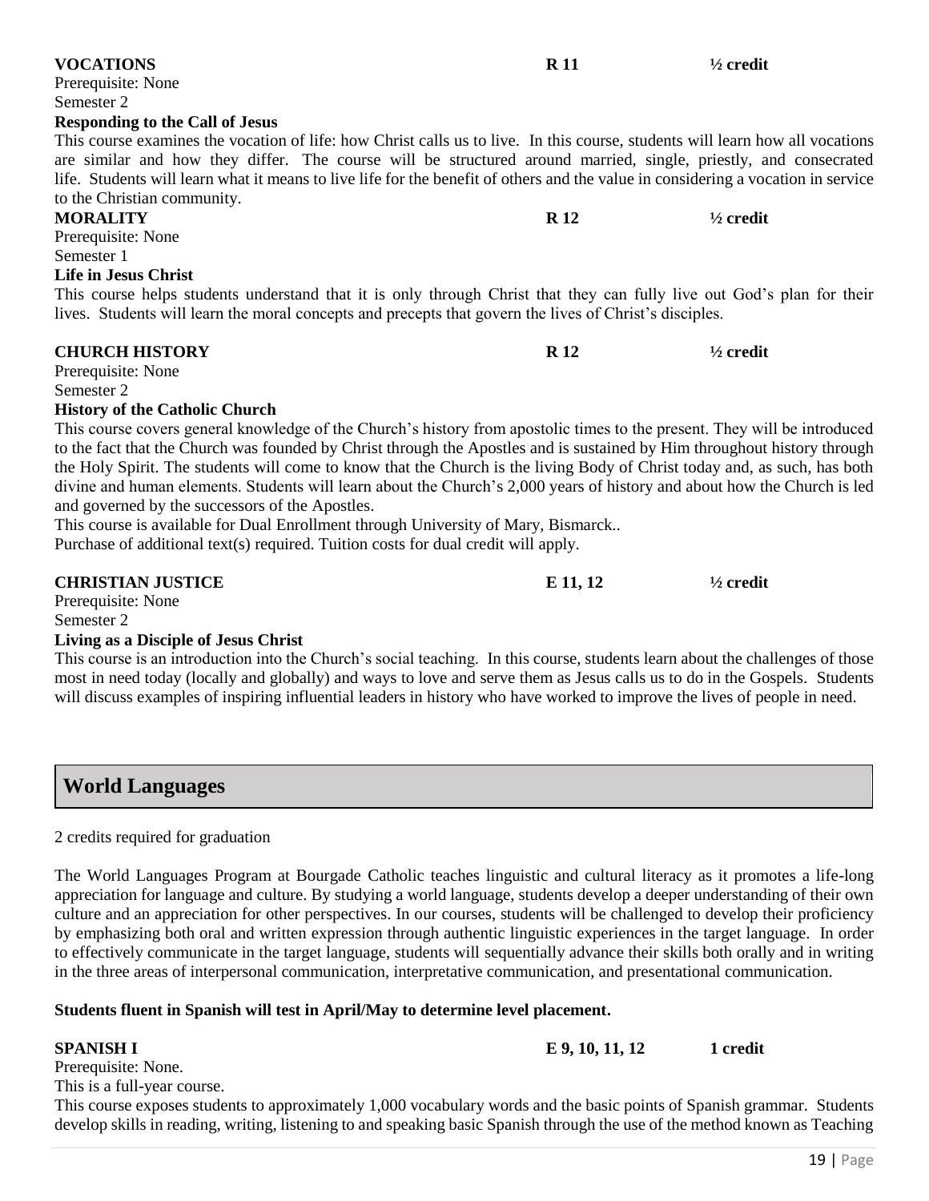**VOCATIONS** **R 11** **½ credit**

Prerequisite: None
Semester 2

**Responding to the Call of Jesus**

This course examines the vocation of life: how Christ calls us to live. In this course, students will learn how all vocations are similar and how they differ. The course will be structured around married, single, priestly, and consecrated life. Students will learn what it means to live life for the benefit of others and the value in considering a vocation in service to the Christian community.

**MORALITY** **R 12** **½ credit**

Prerequisite: None
Semester 1

**Life in Jesus Christ**

This course helps students understand that it is only through Christ that they can fully live out God's plan for their lives. Students will learn the moral concepts and precepts that govern the lives of Christ's disciples.

**CHURCH HISTORY** **R 12** **½ credit**

Prerequisite: None
Semester 2

**History of the Catholic Church**

This course covers general knowledge of the Church's history from apostolic times to the present. They will be introduced to the fact that the Church was founded by Christ through the Apostles and is sustained by Him throughout history through the Holy Spirit. The students will come to know that the Church is the living Body of Christ today and, as such, has both divine and human elements. Students will learn about the Church's 2,000 years of history and about how the Church is led and governed by the successors of the Apostles.

This course is available for Dual Enrollment through University of Mary, Bismarck..
Purchase of additional text(s) required. Tuition costs for dual credit will apply.

**CHRISTIAN JUSTICE** **E 11, 12** **½ credit**

Prerequisite: None
Semester 2

**Living as a Disciple of Jesus Christ**

This course is an introduction into the Church's social teaching. In this course, students learn about the challenges of those most in need today (locally and globally) and ways to love and serve them as Jesus calls us to do in the Gospels. Students will discuss examples of inspiring influential leaders in history who have worked to improve the lives of people in need.

## World Languages

2 credits required for graduation

The World Languages Program at Bourgade Catholic teaches linguistic and cultural literacy as it promotes a life-long appreciation for language and culture. By studying a world language, students develop a deeper understanding of their own culture and an appreciation for other perspectives. In our courses, students will be challenged to develop their proficiency by emphasizing both oral and written expression through authentic linguistic experiences in the target language. In order to effectively communicate in the target language, students will sequentially advance their skills both orally and in writing in the three areas of interpersonal communication, interpretative communication, and presentational communication.

**Students fluent in Spanish will test in April/May to determine level placement.**

**SPANISH I** **E 9, 10, 11, 12** **1 credit**

Prerequisite: None.
This is a full-year course.

This course exposes students to approximately 1,000 vocabulary words and the basic points of Spanish grammar. Students develop skills in reading, writing, listening to and speaking basic Spanish through the use of the method known as Teaching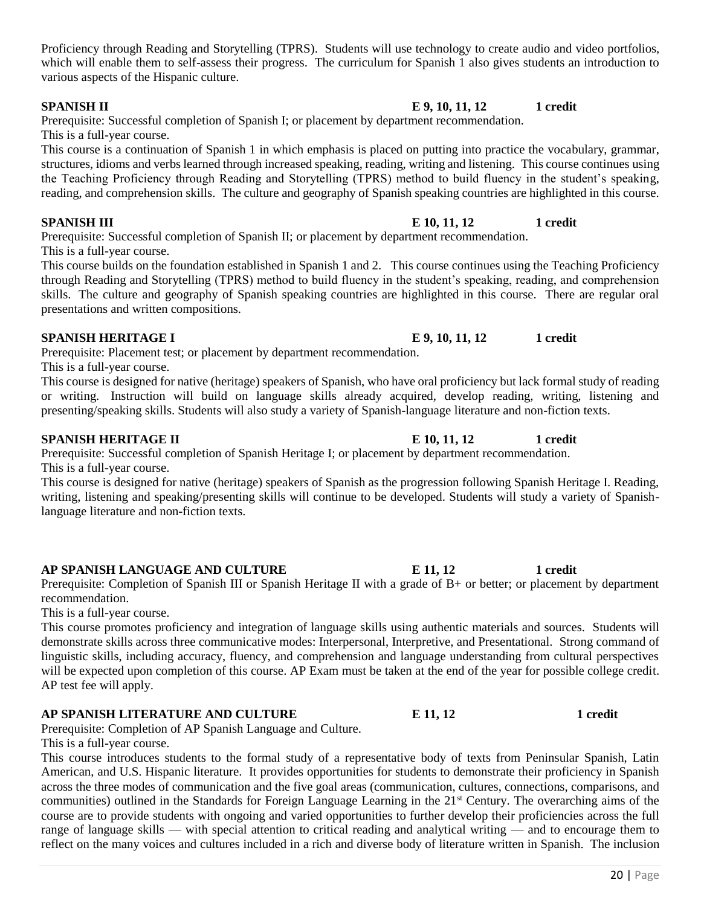Proficiency through Reading and Storytelling (TPRS). Students will use technology to create audio and video portfolios, which will enable them to self-assess their progress. The curriculum for Spanish 1 also gives students an introduction to various aspects of the Hispanic culture.

**SPANISH II** **E 9, 10, 11, 12** **1 credit**

Prerequisite: Successful completion of Spanish I; or placement by department recommendation.
This is a full-year course.
This course is a continuation of Spanish 1 in which emphasis is placed on putting into practice the vocabulary, grammar, structures, idioms and verbs learned through increased speaking, reading, writing and listening. This course continues using the Teaching Proficiency through Reading and Storytelling (TPRS) method to build fluency in the student's speaking, reading, and comprehension skills. The culture and geography of Spanish speaking countries are highlighted in this course.

**SPANISH III** **E 10, 11, 12** **1 credit**

Prerequisite: Successful completion of Spanish II; or placement by department recommendation.
This is a full-year course.
This course builds on the foundation established in Spanish 1 and 2. This course continues using the Teaching Proficiency through Reading and Storytelling (TPRS) method to build fluency in the student's speaking, reading, and comprehension skills. The culture and geography of Spanish speaking countries are highlighted in this course. There are regular oral presentations and written compositions.

**SPANISH HERITAGE I** **E 9, 10, 11, 12** **1 credit**

Prerequisite: Placement test; or placement by department recommendation.
This is a full-year course.
This course is designed for native (heritage) speakers of Spanish, who have oral proficiency but lack formal study of reading or writing. Instruction will build on language skills already acquired, develop reading, writing, listening and presenting/speaking skills. Students will also study a variety of Spanish-language literature and non-fiction texts.

**SPANISH HERITAGE II** **E 10, 11, 12** **1 credit**

Prerequisite: Successful completion of Spanish Heritage I; or placement by department recommendation.
This is a full-year course.
This course is designed for native (heritage) speakers of Spanish as the progression following Spanish Heritage I. Reading, writing, listening and speaking/presenting skills will continue to be developed. Students will study a variety of Spanish-language literature and non-fiction texts.

**AP SPANISH LANGUAGE AND CULTURE** **E 11, 12** **1 credit**

Prerequisite: Completion of Spanish III or Spanish Heritage II with a grade of B+ or better; or placement by department recommendation.
This is a full-year course.
This course promotes proficiency and integration of language skills using authentic materials and sources. Students will demonstrate skills across three communicative modes: Interpersonal, Interpretive, and Presentational. Strong command of linguistic skills, including accuracy, fluency, and comprehension and language understanding from cultural perspectives will be expected upon completion of this course. AP Exam must be taken at the end of the year for possible college credit. AP test fee will apply.

**AP SPANISH LITERATURE AND CULTURE** **E 11, 12** **1 credit**

Prerequisite: Completion of AP Spanish Language and Culture.
This is a full-year course.
This course introduces students to the formal study of a representative body of texts from Peninsular Spanish, Latin American, and U.S. Hispanic literature. It provides opportunities for students to demonstrate their proficiency in Spanish across the three modes of communication and the five goal areas (communication, cultures, connections, comparisons, and communities) outlined in the Standards for Foreign Language Learning in the 21st Century. The overarching aims of the course are to provide students with ongoing and varied opportunities to further develop their proficiencies across the full range of language skills — with special attention to critical reading and analytical writing — and to encourage them to reflect on the many voices and cultures included in a rich and diverse body of literature written in Spanish. The inclusion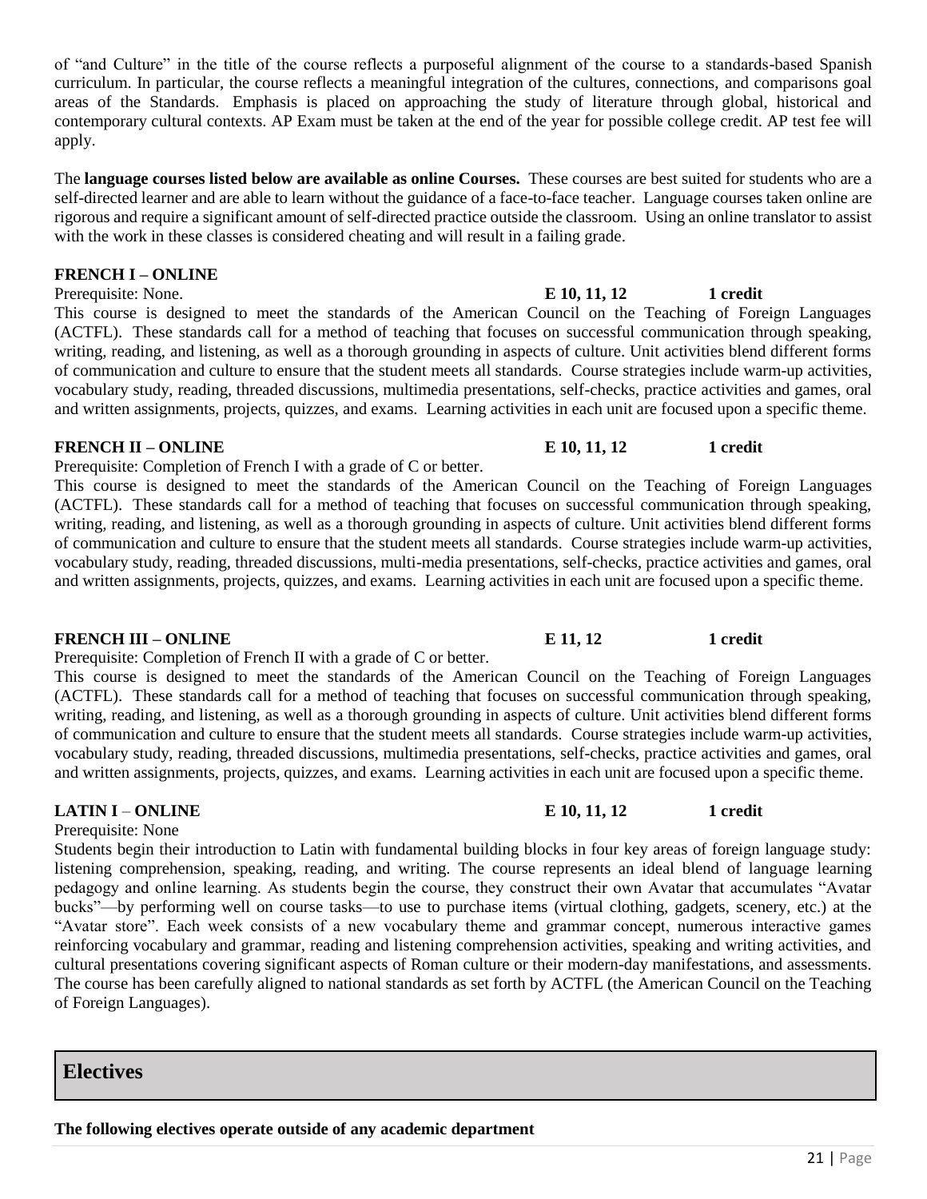of "and Culture" in the title of the course reflects a purposeful alignment of the course to a standards-based Spanish curriculum. In particular, the course reflects a meaningful integration of the cultures, connections, and comparisons goal areas of the Standards. Emphasis is placed on approaching the study of literature through global, historical and contemporary cultural contexts. AP Exam must be taken at the end of the year for possible college credit. AP test fee will apply.

The **language courses listed below are available as online Courses.** These courses are best suited for students who are a self-directed learner and are able to learn without the guidance of a face-to-face teacher. Language courses taken online are rigorous and require a significant amount of self-directed practice outside the classroom. Using an online translator to assist with the work in these classes is considered cheating and will result in a failing grade.

**FRENCH I – ONLINE**

Prerequisite: None. **E 10, 11, 12** **1 credit**

This course is designed to meet the standards of the American Council on the Teaching of Foreign Languages (ACTFL). These standards call for a method of teaching that focuses on successful communication through speaking, writing, reading, and listening, as well as a thorough grounding in aspects of culture. Unit activities blend different forms of communication and culture to ensure that the student meets all standards. Course strategies include warm-up activities, vocabulary study, reading, threaded discussions, multimedia presentations, self-checks, practice activities and games, oral and written assignments, projects, quizzes, and exams. Learning activities in each unit are focused upon a specific theme.

**FRENCH II – ONLINE** **E 10, 11, 12** **1 credit**

Prerequisite: Completion of French I with a grade of C or better.

This course is designed to meet the standards of the American Council on the Teaching of Foreign Languages (ACTFL). These standards call for a method of teaching that focuses on successful communication through speaking, writing, reading, and listening, as well as a thorough grounding in aspects of culture. Unit activities blend different forms of communication and culture to ensure that the student meets all standards. Course strategies include warm-up activities, vocabulary study, reading, threaded discussions, multi-media presentations, self-checks, practice activities and games, oral and written assignments, projects, quizzes, and exams. Learning activities in each unit are focused upon a specific theme.

**FRENCH III – ONLINE** **E 11, 12** **1 credit**

Prerequisite: Completion of French II with a grade of C or better.

This course is designed to meet the standards of the American Council on the Teaching of Foreign Languages (ACTFL). These standards call for a method of teaching that focuses on successful communication through speaking, writing, reading, and listening, as well as a thorough grounding in aspects of culture. Unit activities blend different forms of communication and culture to ensure that the student meets all standards. Course strategies include warm-up activities, vocabulary study, reading, threaded discussions, multimedia presentations, self-checks, practice activities and games, oral and written assignments, projects, quizzes, and exams. Learning activities in each unit are focused upon a specific theme.

**LATIN I – ONLINE** **E 10, 11, 12** **1 credit**

Prerequisite: None

Students begin their introduction to Latin with fundamental building blocks in four key areas of foreign language study: listening comprehension, speaking, reading, and writing. The course represents an ideal blend of language learning pedagogy and online learning. As students begin the course, they construct their own Avatar that accumulates "Avatar bucks"—by performing well on course tasks—to use to purchase items (virtual clothing, gadgets, scenery, etc.) at the "Avatar store". Each week consists of a new vocabulary theme and grammar concept, numerous interactive games reinforcing vocabulary and grammar, reading and listening comprehension activities, speaking and writing activities, and cultural presentations covering significant aspects of Roman culture or their modern-day manifestations, and assessments. The course has been carefully aligned to national standards as set forth by ACTFL (the American Council on the Teaching of Foreign Languages).

## Electives

**The following electives operate outside of any academic department**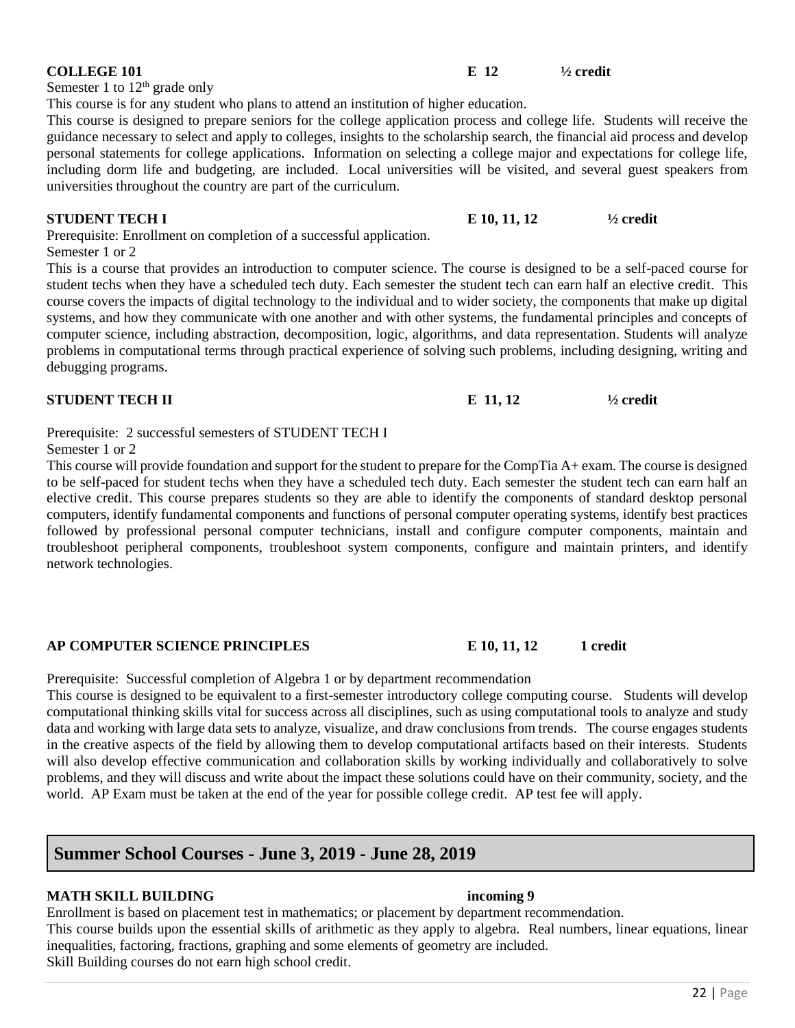**COLLEGE 101** **E 12** **½ credit**

Semester 1 to 12th grade only

This course is for any student who plans to attend an institution of higher education.

This course is designed to prepare seniors for the college application process and college life. Students will receive the guidance necessary to select and apply to colleges, insights to the scholarship search, the financial aid process and develop personal statements for college applications. Information on selecting a college major and expectations for college life, including dorm life and budgeting, are included. Local universities will be visited, and several guest speakers from universities throughout the country are part of the curriculum.

**STUDENT TECH I** **E 10, 11, 12** **½ credit**

Prerequisite: Enrollment on completion of a successful application.

Semester 1 or 2

This is a course that provides an introduction to computer science. The course is designed to be a self-paced course for student techs when they have a scheduled tech duty. Each semester the student tech can earn half an elective credit. This course covers the impacts of digital technology to the individual and to wider society, the components that make up digital systems, and how they communicate with one another and with other systems, the fundamental principles and concepts of computer science, including abstraction, decomposition, logic, algorithms, and data representation. Students will analyze problems in computational terms through practical experience of solving such problems, including designing, writing and debugging programs.

**STUDENT TECH II** **E 11, 12** **½ credit**

Prerequisite: 2 successful semesters of STUDENT TECH I

Semester 1 or 2

This course will provide foundation and support for the student to prepare for the CompTia A+ exam. The course is designed to be self-paced for student techs when they have a scheduled tech duty. Each semester the student tech can earn half an elective credit. This course prepares students so they are able to identify the components of standard desktop personal computers, identify fundamental components and functions of personal computer operating systems, identify best practices followed by professional personal computer technicians, install and configure computer components, maintain and troubleshoot peripheral components, troubleshoot system components, configure and maintain printers, and identify network technologies.

**AP COMPUTER SCIENCE PRINCIPLES** **E 10, 11, 12** **1 credit**

Prerequisite: Successful completion of Algebra 1 or by department recommendation

This course is designed to be equivalent to a first-semester introductory college computing course. Students will develop computational thinking skills vital for success across all disciplines, such as using computational tools to analyze and study data and working with large data sets to analyze, visualize, and draw conclusions from trends. The course engages students in the creative aspects of the field by allowing them to develop computational artifacts based on their interests. Students will also develop effective communication and collaboration skills by working individually and collaboratively to solve problems, and they will discuss and write about the impact these solutions could have on their community, society, and the world. AP Exam must be taken at the end of the year for possible college credit. AP test fee will apply.

## Summer School Courses - June 3, 2019 - June 28, 2019

**MATH SKILL BUILDING** **incoming 9**

Enrollment is based on placement test in mathematics; or placement by department recommendation.

This course builds upon the essential skills of arithmetic as they apply to algebra. Real numbers, linear equations, linear inequalities, factoring, fractions, graphing and some elements of geometry are included.

Skill Building courses do not earn high school credit.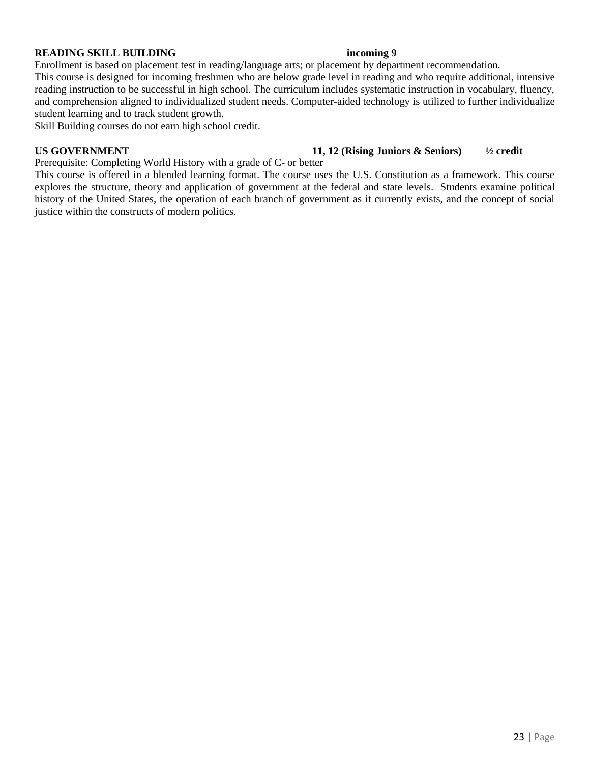**READING SKILL BUILDING** **incoming 9**

Enrollment is based on placement test in reading/language arts; or placement by department recommendation.

This course is designed for incoming freshmen who are below grade level in reading and who require additional, intensive reading instruction to be successful in high school. The curriculum includes systematic instruction in vocabulary, fluency, and comprehension aligned to individualized student needs. Computer-aided technology is utilized to further individualize student learning and to track student growth.

Skill Building courses do not earn high school credit.

**US GOVERNMENT** **11, 12 (Rising Juniors & Seniors)** **½ credit**

Prerequisite: Completing World History with a grade of C- or better

This course is offered in a blended learning format. The course uses the U.S. Constitution as a framework. This course explores the structure, theory and application of government at the federal and state levels. Students examine political history of the United States, the operation of each branch of government as it currently exists, and the concept of social justice within the constructs of modern politics.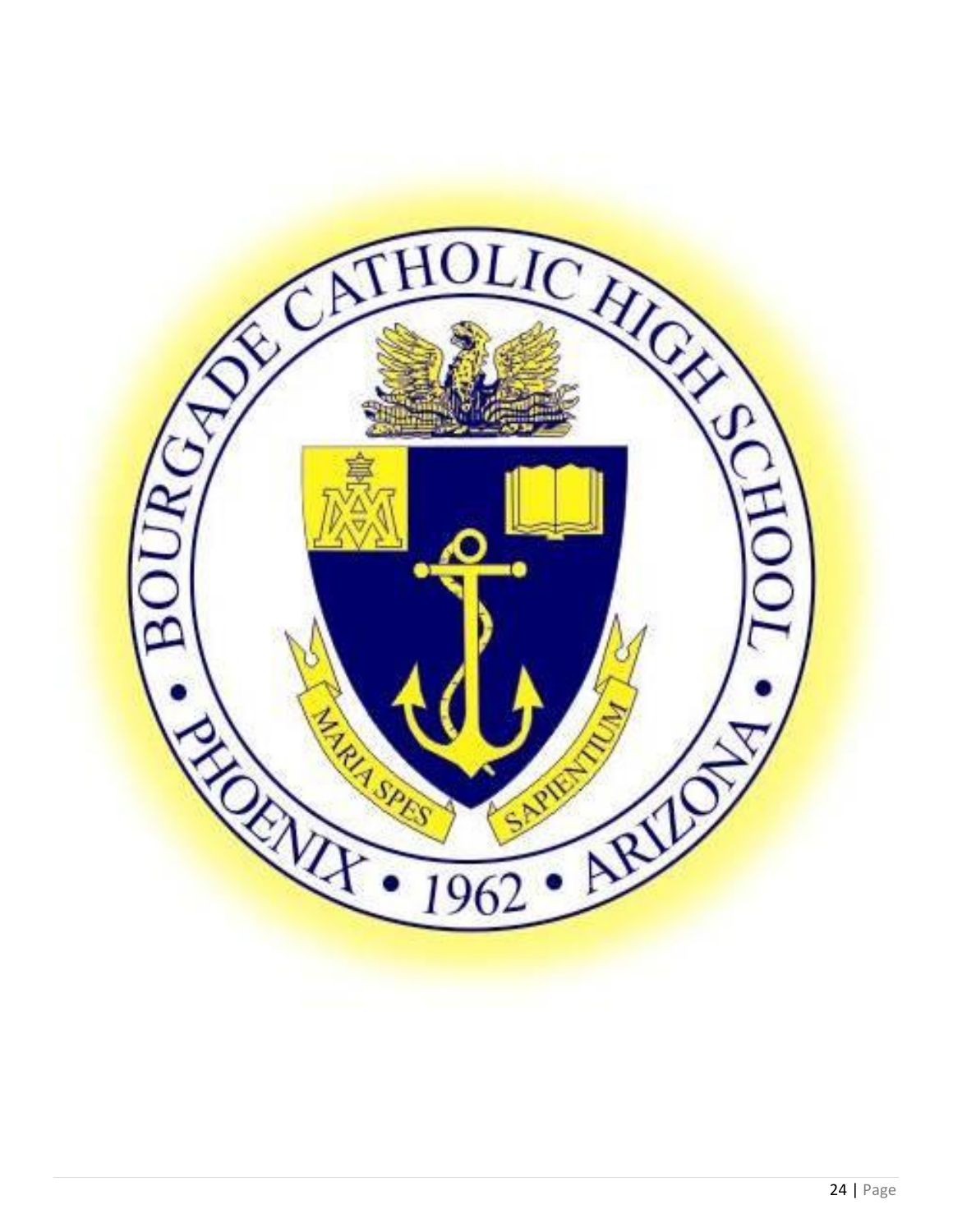BOURGADE CATHOLIC HIGH SCHOOL

MARIA SPES SAPIENTIUM

PHOENIX • 1962 • ARIZONA